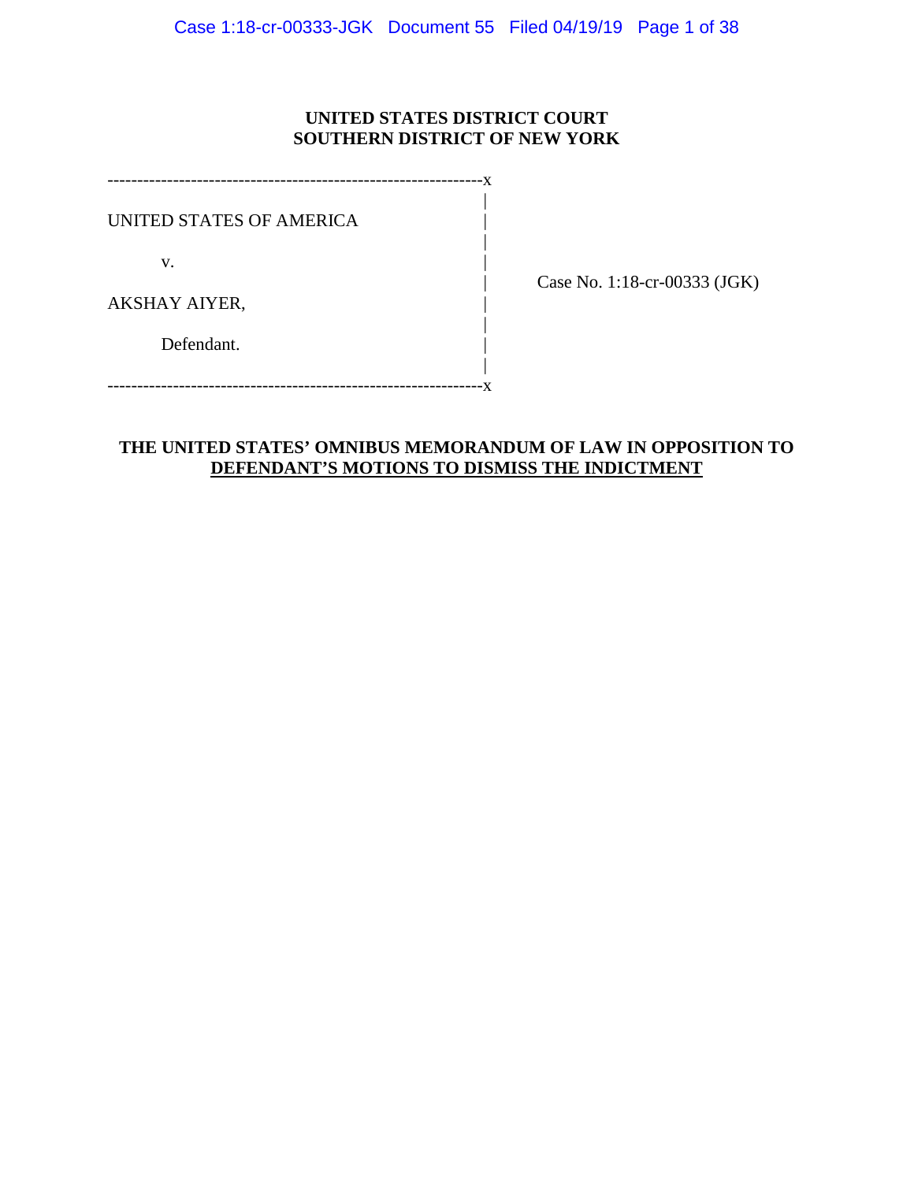**UNITED STATES DISTRICT COURT**
**SOUTHERN DISTRICT OF NEW YORK**

---

UNITED STATES OF AMERICA

v.

AKSHAY AIYER,

Defendant.

---

Case No. 1:18-cr-00333 (JGK)

**THE UNITED STATES' OMNIBUS MEMORANDUM OF LAW IN OPPOSITION TO DEFENDANT'S MOTIONS TO DISMISS THE INDICTMENT**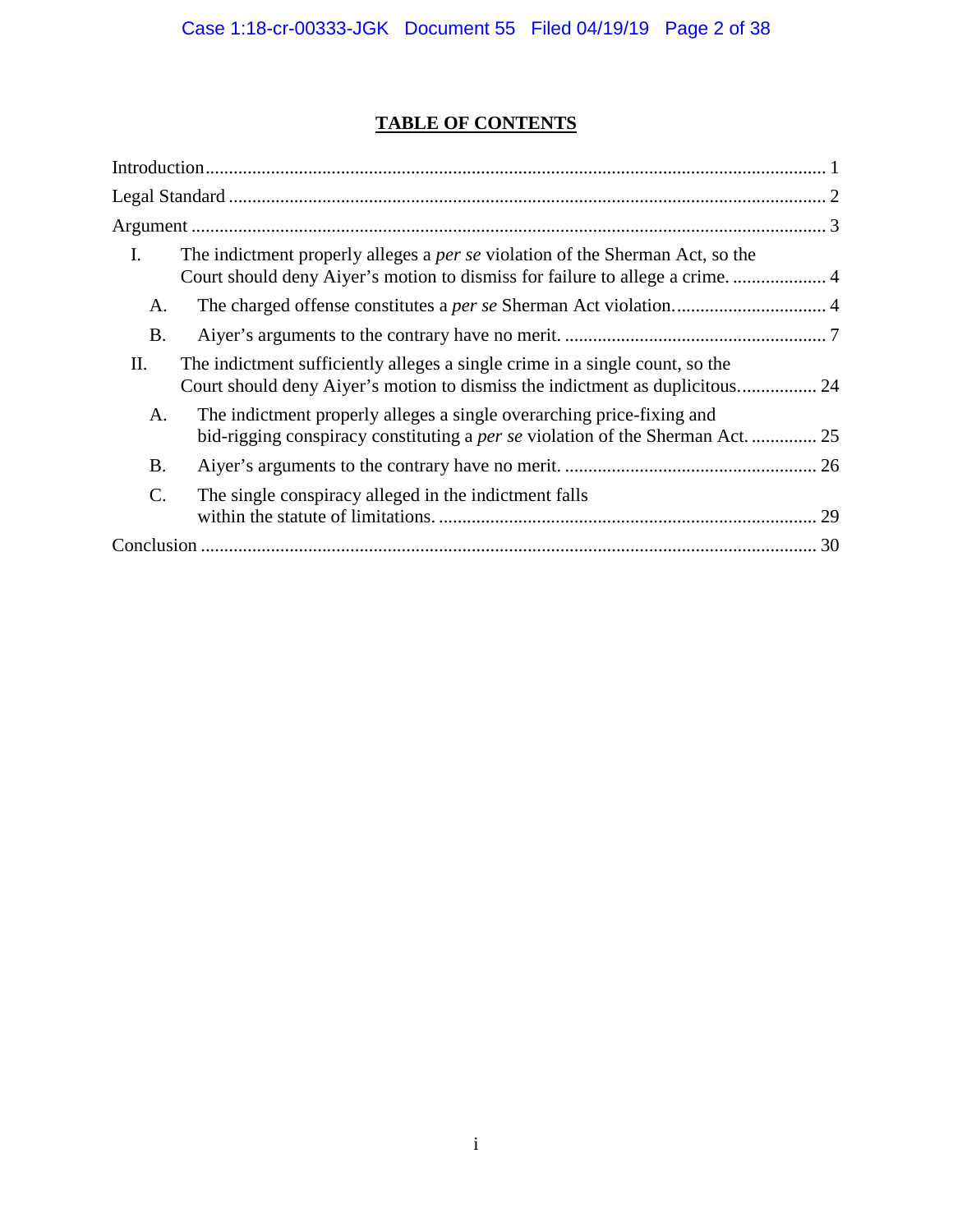# TABLE OF CONTENTS

Introduction ..................................................................................................................... 1

Legal Standard ................................................................................................................ 2

Argument ......................................................................................................................... 3

I. The indictment properly alleges a *per se* violation of the Sherman Act, so the Court should deny Aiyer's motion to dismiss for failure to allege a crime. .................... 4

  A. The charged offense constitutes a *per se* Sherman Act violation. ................................ 4

  B. Aiyer's arguments to the contrary have no merit. ........................................................ 7

II. The indictment sufficiently alleges a single crime in a single count, so the Court should deny Aiyer's motion to dismiss the indictment as duplicitous. ................ 24

  A. The indictment properly alleges a single overarching price-fixing and bid-rigging conspiracy constituting a *per se* violation of the Sherman Act. .............. 25

  B. Aiyer's arguments to the contrary have no merit. ...................................................... 26

  C. The single conspiracy alleged in the indictment falls within the statute of limitations. ................................................................................. 29

Conclusion .................................................................................................................... 30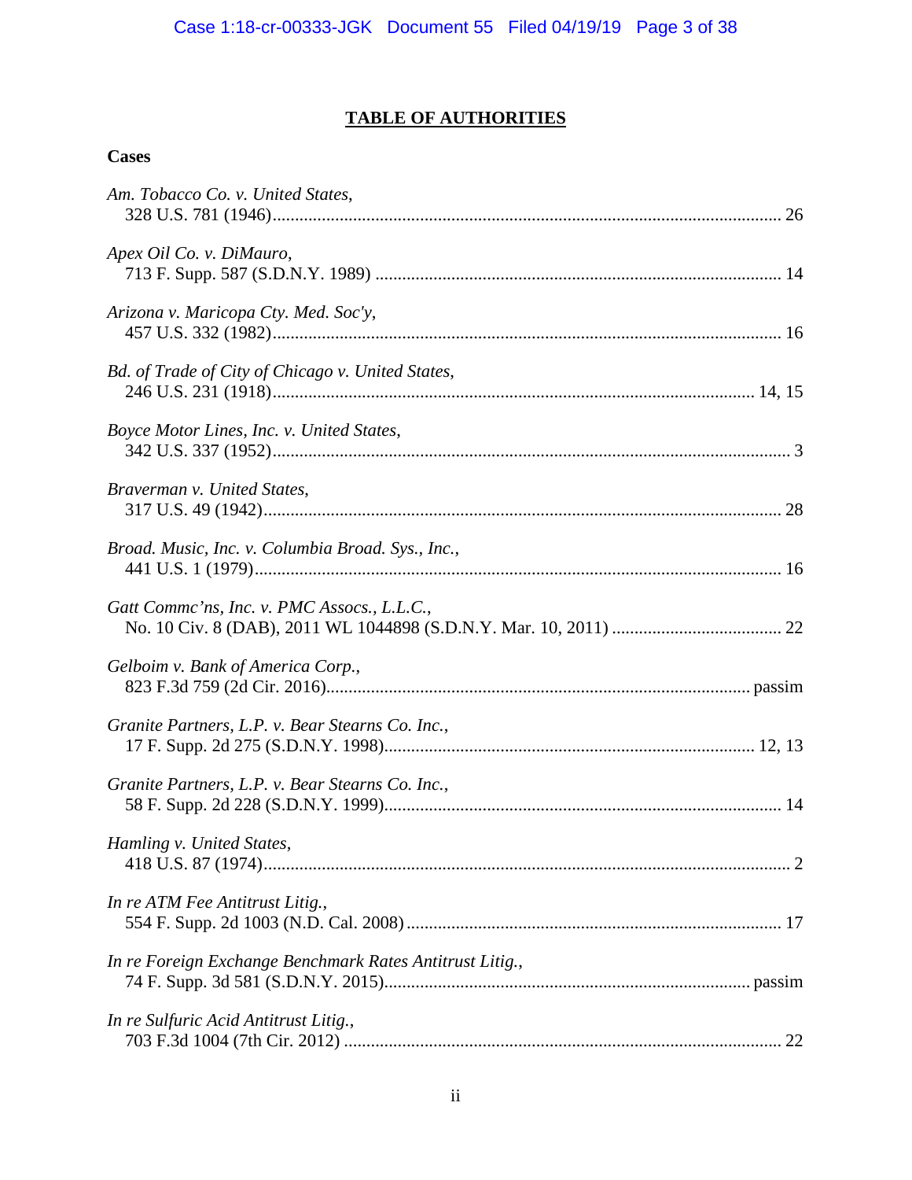# TABLE OF AUTHORITIES

**Cases**

*Am. Tobacco Co. v. United States*,
328 U.S. 781 (1946)................................................................................................................ 26

*Apex Oil Co. v. DiMauro*,
713 F. Supp. 587 (S.D.N.Y. 1989) .......................................................................................... 14

*Arizona v. Maricopa Cty. Med. Soc'y*,
457 U.S. 332 (1982)................................................................................................................ 16

*Bd. of Trade of City of Chicago v. United States*,
246 U.S. 231 (1918).......................................................................................................... 14, 15

*Boyce Motor Lines, Inc. v. United States*,
342 U.S. 337 (1952).................................................................................................................. 3

*Braverman v. United States*,
317 U.S. 49 (1942).................................................................................................................. 28

*Broad. Music, Inc. v. Columbia Broad. Sys., Inc.*,
441 U.S. 1 (1979).................................................................................................................... 16

*Gatt Commc'ns, Inc. v. PMC Assocs., L.L.C.*,
No. 10 Civ. 8 (DAB), 2011 WL 1044898 (S.D.N.Y. Mar. 10, 2011) ...................................... 22

*Gelboim v. Bank of America Corp.*,
823 F.3d 759 (2d Cir. 2016)............................................................................................. passim

*Granite Partners, L.P. v. Bear Stearns Co. Inc.*,
17 F. Supp. 2d 275 (S.D.N.Y. 1998).................................................................................. 12, 13

*Granite Partners, L.P. v. Bear Stearns Co. Inc.*,
58 F. Supp. 2d 228 (S.D.N.Y. 1999)....................................................................................... 14

*Hamling v. United States*,
418 U.S. 87 (1974).................................................................................................................... 2

*In re ATM Fee Antitrust Litig.*,
554 F. Supp. 2d 1003 (N.D. Cal. 2008) .................................................................................. 17

*In re Foreign Exchange Benchmark Rates Antitrust Litig.*,
74 F. Supp. 3d 581 (S.D.N.Y. 2015)................................................................................ passim

*In re Sulfuric Acid Antitrust Litig.*,
703 F.3d 1004 (7th Cir. 2012) ................................................................................................ 22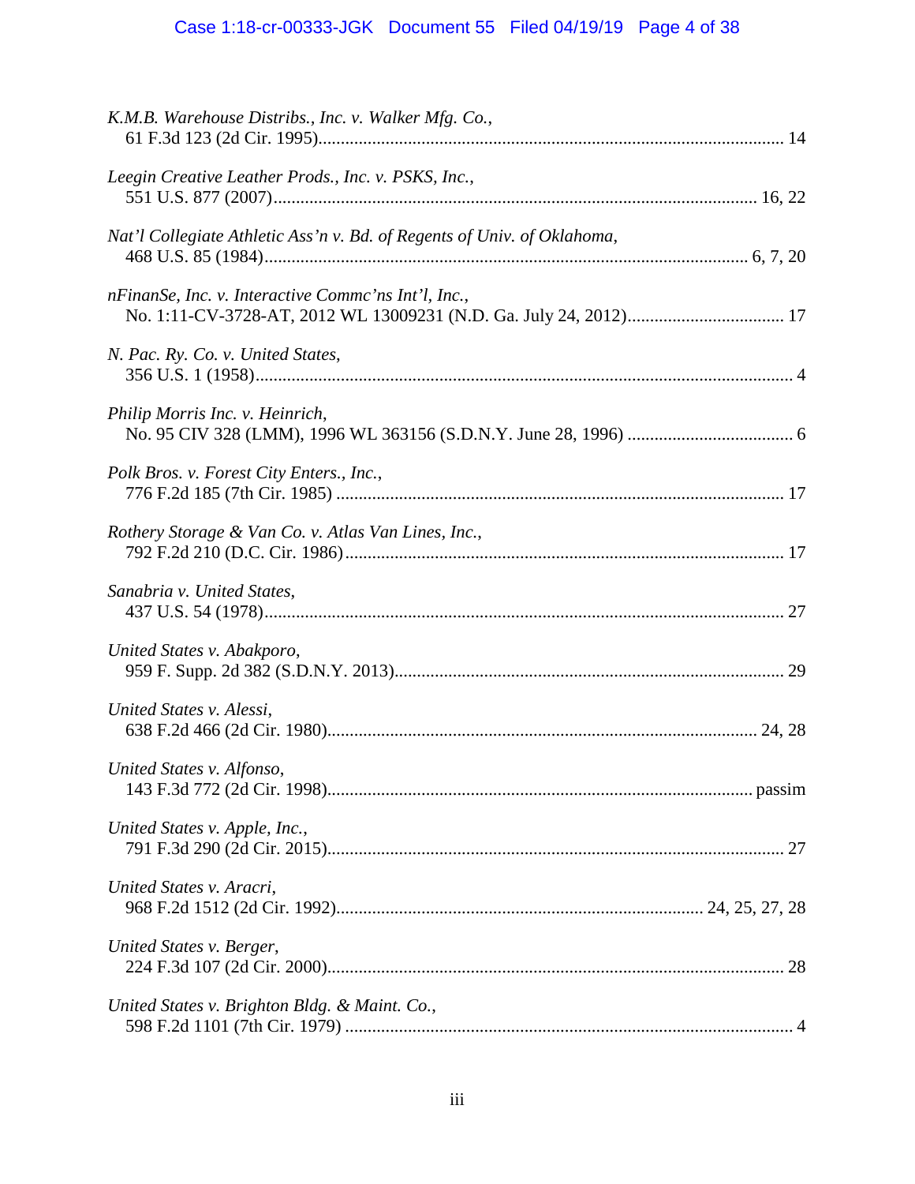*K.M.B. Warehouse Distribs., Inc. v. Walker Mfg. Co.*,
61 F.3d 123 (2d Cir. 1995)........................................................................................................ 14

*Leegin Creative Leather Prods., Inc. v. PSKS, Inc.*,
551 U.S. 877 (2007)........................................................................................................... 16, 22

*Nat'l Collegiate Athletic Ass'n v. Bd. of Regents of Univ. of Oklahoma*,
468 U.S. 85 (1984)........................................................................................................... 6, 7, 20

*nFinanSe, Inc. v. Interactive Commc'ns Int'l, Inc.*,
No. 1:11-CV-3728-AT, 2012 WL 13009231 (N.D. Ga. July 24, 2012)................................... 17

*N. Pac. Ry. Co. v. United States*,
356 U.S. 1 (1958)....................................................................................................................... 4

*Philip Morris Inc. v. Heinrich*,
No. 95 CIV 328 (LMM), 1996 WL 363156 (S.D.N.Y. June 28, 1996) ..................................... 6

*Polk Bros. v. Forest City Enters., Inc.*,
776 F.2d 185 (7th Cir. 1985) .................................................................................................... 17

*Rothery Storage & Van Co. v. Atlas Van Lines, Inc.*,
792 F.2d 210 (D.C. Cir. 1986).................................................................................................. 17

*Sanabria v. United States*,
437 U.S. 54 (1978).................................................................................................................... 27

*United States v. Abakporo*,
959 F. Supp. 2d 382 (S.D.N.Y. 2013)...................................................................................... 29

*United States v. Alessi*,
638 F.2d 466 (2d Cir. 1980)................................................................................................ 24, 28

*United States v. Alfonso*,
143 F.3d 772 (2d Cir. 1998)............................................................................................... passim

*United States v. Apple, Inc.*,
791 F.3d 290 (2d Cir. 2015)..................................................................................................... 27

*United States v. Aracri*,
968 F.2d 1512 (2d Cir. 1992).................................................................................. 24, 25, 27, 28

*United States v. Berger*,
224 F.3d 107 (2d Cir. 2000)..................................................................................................... 28

*United States v. Brighton Bldg. & Maint. Co.*,
598 F.2d 1101 (7th Cir. 1979) .................................................................................................... 4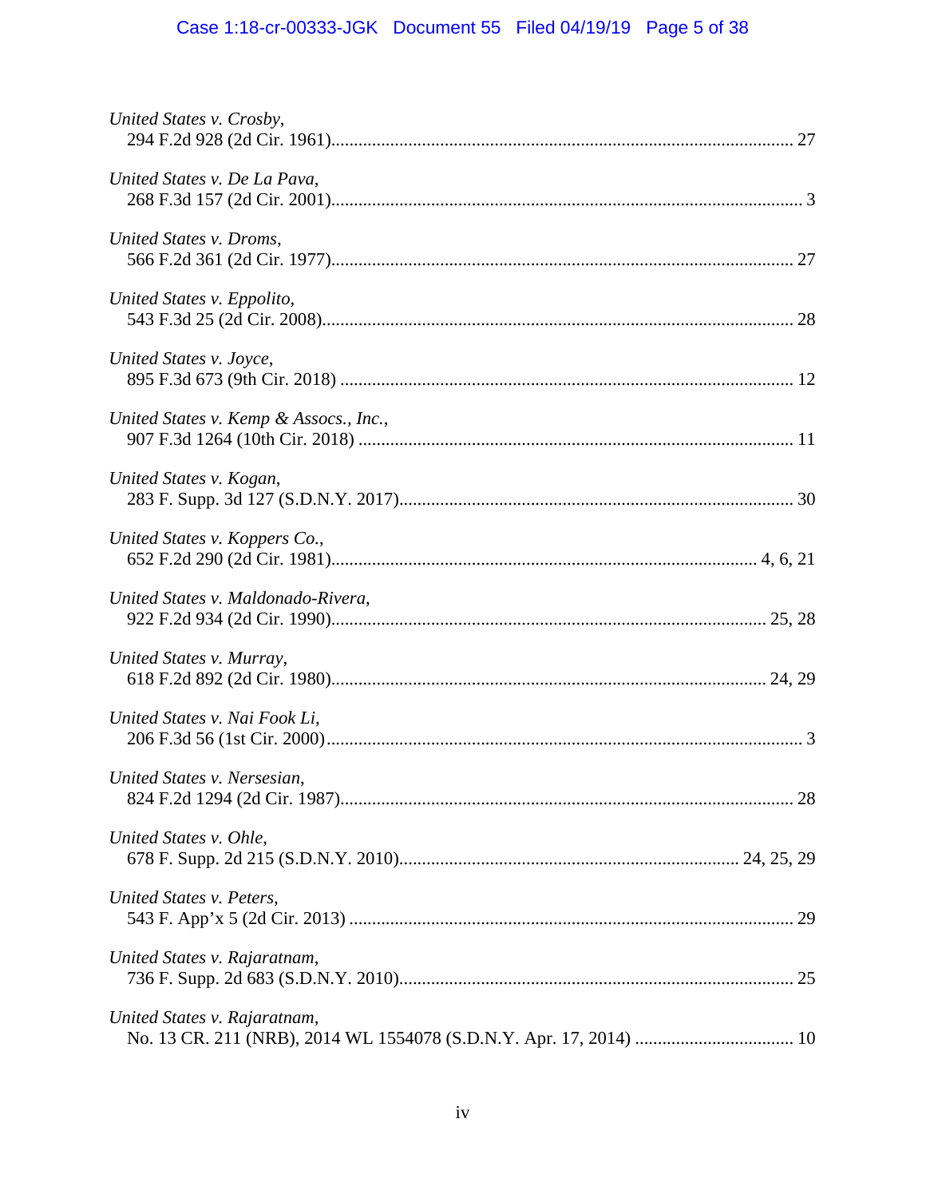*United States v. Crosby*,
294 F.2d 928 (2d Cir. 1961)........................................................................................................ 27

*United States v. De La Pava*,
268 F.3d 157 (2d Cir. 2001)........................................................................................................ 3

*United States v. Droms*,
566 F.2d 361 (2d Cir. 1977)........................................................................................................ 27

*United States v. Eppolito*,
543 F.3d 25 (2d Cir. 2008).......................................................................................................... 28

*United States v. Joyce*,
895 F.3d 673 (9th Cir. 2018) ...................................................................................................... 12

*United States v. Kemp & Assocs., Inc.*,
907 F.3d 1264 (10th Cir. 2018) .................................................................................................. 11

*United States v. Kogan*,
283 F. Supp. 3d 127 (S.D.N.Y. 2017)......................................................................................... 30

*United States v. Koppers Co.*,
652 F.2d 290 (2d Cir. 1981)................................................................................................ 4, 6, 21

*United States v. Maldonado-Rivera*,
922 F.2d 934 (2d Cir. 1990).................................................................................................. 25, 28

*United States v. Murray*,
618 F.2d 892 (2d Cir. 1980).................................................................................................. 24, 29

*United States v. Nai Fook Li*,
206 F.3d 56 (1st Cir. 2000).......................................................................................................... 3

*United States v. Nersesian*,
824 F.2d 1294 (2d Cir. 1987)...................................................................................................... 28

*United States v. Ohle*,
678 F. Supp. 2d 215 (S.D.N.Y. 2010)............................................................................ 24, 25, 29

*United States v. Peters*,
543 F. App'x 5 (2d Cir. 2013) .................................................................................................... 29

*United States v. Rajaratnam*,
736 F. Supp. 2d 683 (S.D.N.Y. 2010)......................................................................................... 25

*United States v. Rajaratnam*,
No. 13 CR. 211 (NRB), 2014 WL 1554078 (S.D.N.Y. Apr. 17, 2014) .................................... 10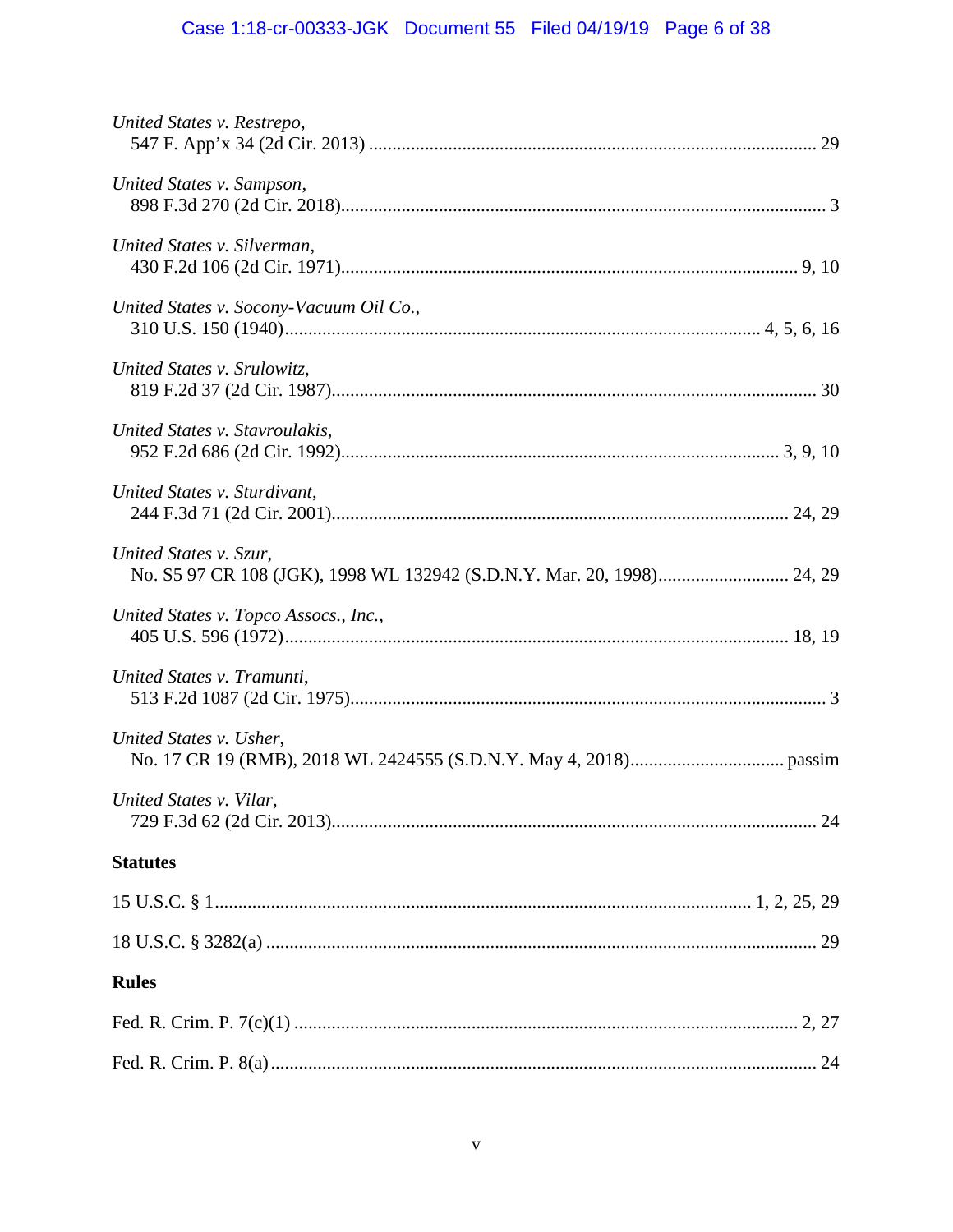*United States v. Restrepo*,
547 F. App'x 34 (2d Cir. 2013) ............................................................................................. 29

*United States v. Sampson*,
898 F.3d 270 (2d Cir. 2018)........................................................................................................ 3

*United States v. Silverman*,
430 F.2d 106 (2d Cir. 1971)................................................................................................ 9, 10

*United States v. Socony-Vacuum Oil Co.*,
310 U.S. 150 (1940)..................................................................................................... 4, 5, 6, 16

*United States v. Srulowitz*,
819 F.2d 37 (2d Cir. 1987)....................................................................................................... 30

*United States v. Stavroulakis*,
952 F.2d 686 (2d Cir. 1992)............................................................................................ 3, 9, 10

*United States v. Sturdivant*,
244 F.3d 71 (2d Cir. 2001)................................................................................................ 24, 29

*United States v. Szur*,
No. S5 97 CR 108 (JGK), 1998 WL 132942 (S.D.N.Y. Mar. 20, 1998)........................... 24, 29

*United States v. Topco Assocs., Inc.*,
405 U.S. 596 (1972).......................................................................................................... 18, 19

*United States v. Tramunti*,
513 F.2d 1087 (2d Cir. 1975)..................................................................................................... 3

*United States v. Usher*,
No. 17 CR 19 (RMB), 2018 WL 2424555 (S.D.N.Y. May 4, 2018)................................ passim

*United States v. Vilar*,
729 F.3d 62 (2d Cir. 2013)....................................................................................................... 24

**Statutes**

15 U.S.C. § 1.................................................................................................................. 1, 2, 25, 29

18 U.S.C. § 3282(a) ..................................................................................................................... 29

**Rules**

Fed. R. Crim. P. 7(c)(1) ........................................................................................................... 2, 27

Fed. R. Crim. P. 8(a).................................................................................................................... 24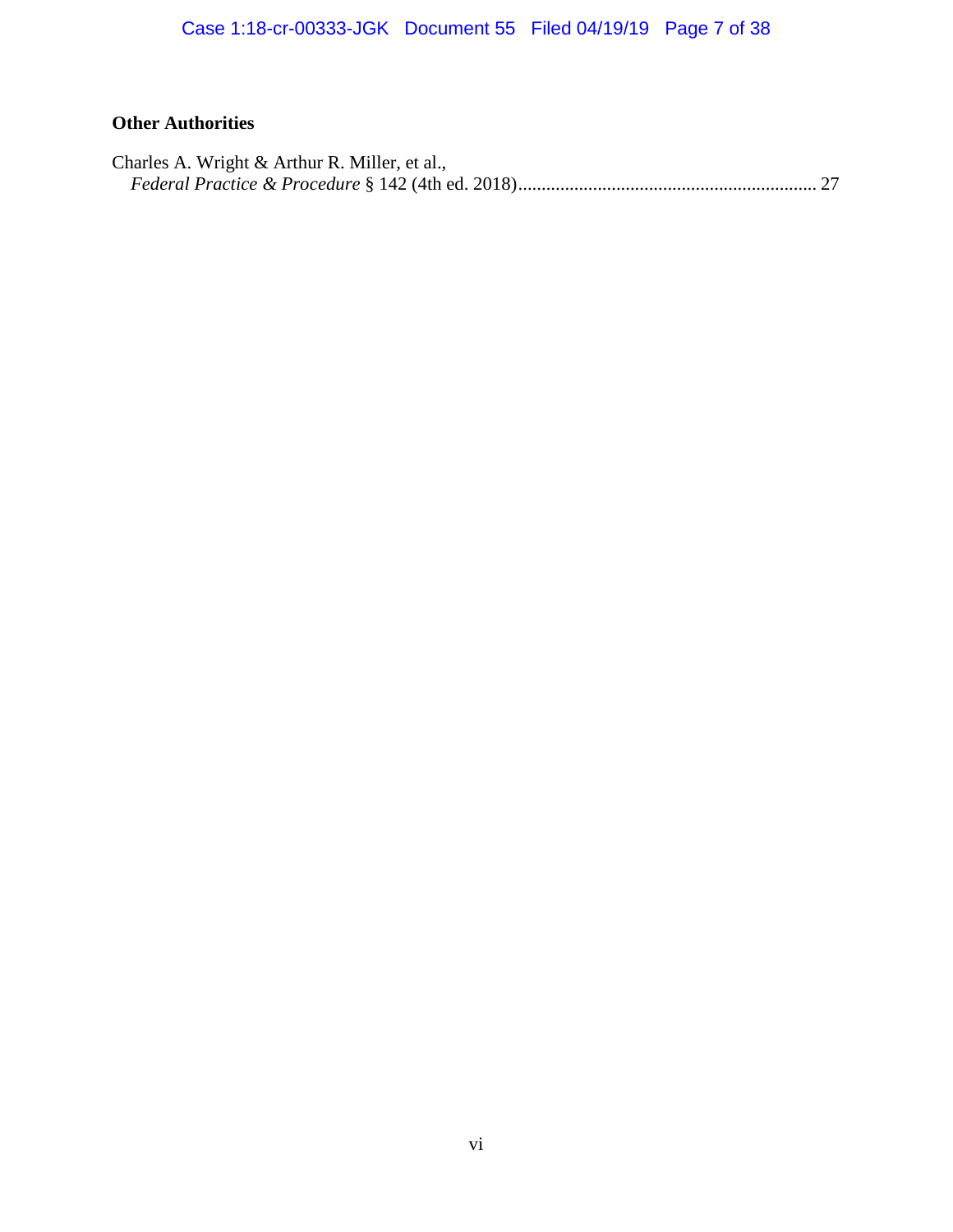**Other Authorities**

Charles A. Wright & Arthur R. Miller, et al.,
*Federal Practice & Procedure* § 142 (4th ed. 2018)................................................................ 27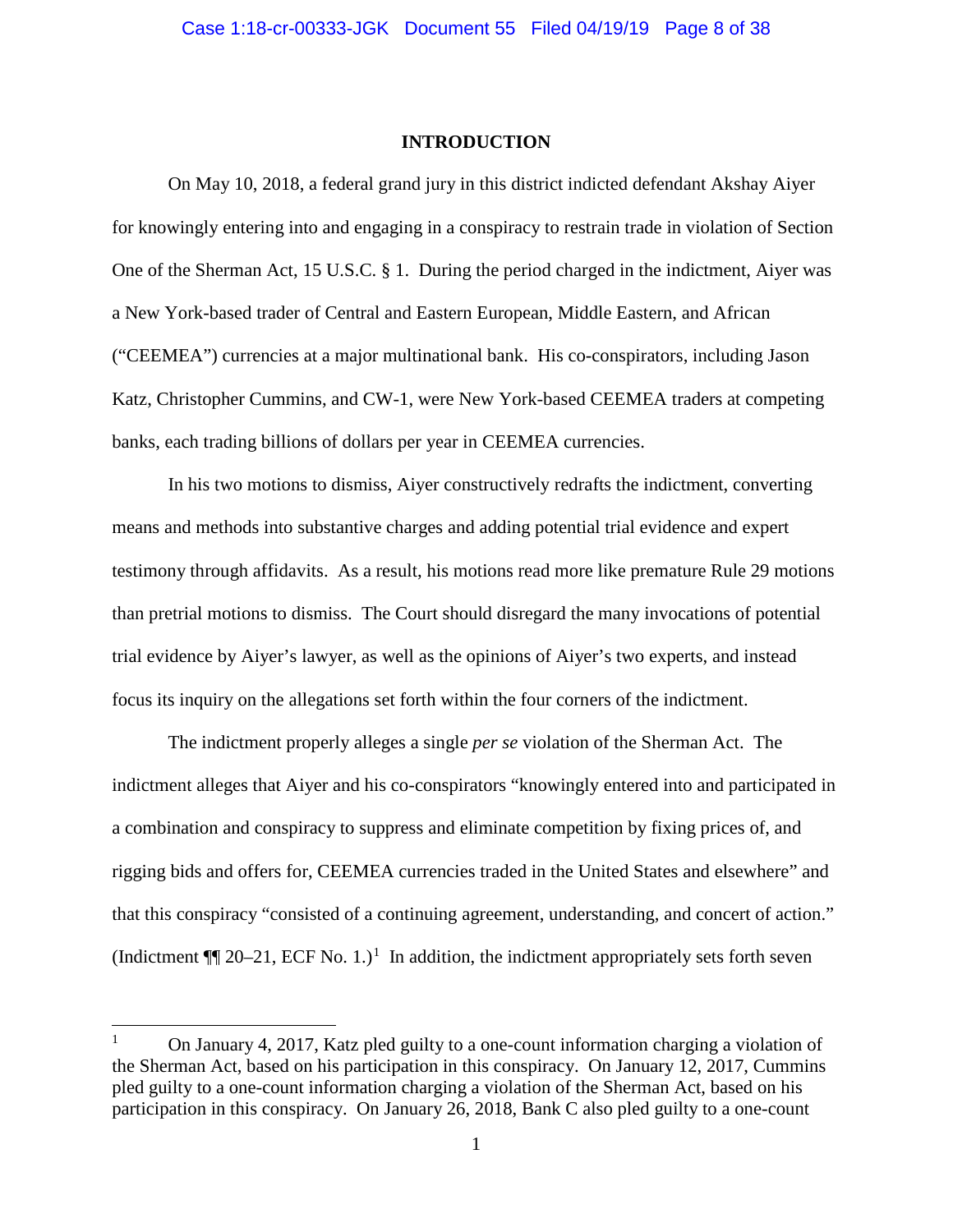## INTRODUCTION

On May 10, 2018, a federal grand jury in this district indicted defendant Akshay Aiyer for knowingly entering into and engaging in a conspiracy to restrain trade in violation of Section One of the Sherman Act, 15 U.S.C. § 1. During the period charged in the indictment, Aiyer was a New York-based trader of Central and Eastern European, Middle Eastern, and African ("CEEMEA") currencies at a major multinational bank. His co-conspirators, including Jason Katz, Christopher Cummins, and CW-1, were New York-based CEEMEA traders at competing banks, each trading billions of dollars per year in CEEMEA currencies.

In his two motions to dismiss, Aiyer constructively redrafts the indictment, converting means and methods into substantive charges and adding potential trial evidence and expert testimony through affidavits. As a result, his motions read more like premature Rule 29 motions than pretrial motions to dismiss. The Court should disregard the many invocations of potential trial evidence by Aiyer's lawyer, as well as the opinions of Aiyer's two experts, and instead focus its inquiry on the allegations set forth within the four corners of the indictment.

The indictment properly alleges a single *per se* violation of the Sherman Act. The indictment alleges that Aiyer and his co-conspirators "knowingly entered into and participated in a combination and conspiracy to suppress and eliminate competition by fixing prices of, and rigging bids and offers for, CEEMEA currencies traded in the United States and elsewhere" and that this conspiracy "consisted of a continuing agreement, understanding, and concert of action." (Indictment ¶¶ 20–21, ECF No. 1.)[1] In addition, the indictment appropriately sets forth seven

[1] On January 4, 2017, Katz pled guilty to a one-count information charging a violation of the Sherman Act, based on his participation in this conspiracy. On January 12, 2017, Cummins pled guilty to a one-count information charging a violation of the Sherman Act, based on his participation in this conspiracy. On January 26, 2018, Bank C also pled guilty to a one-count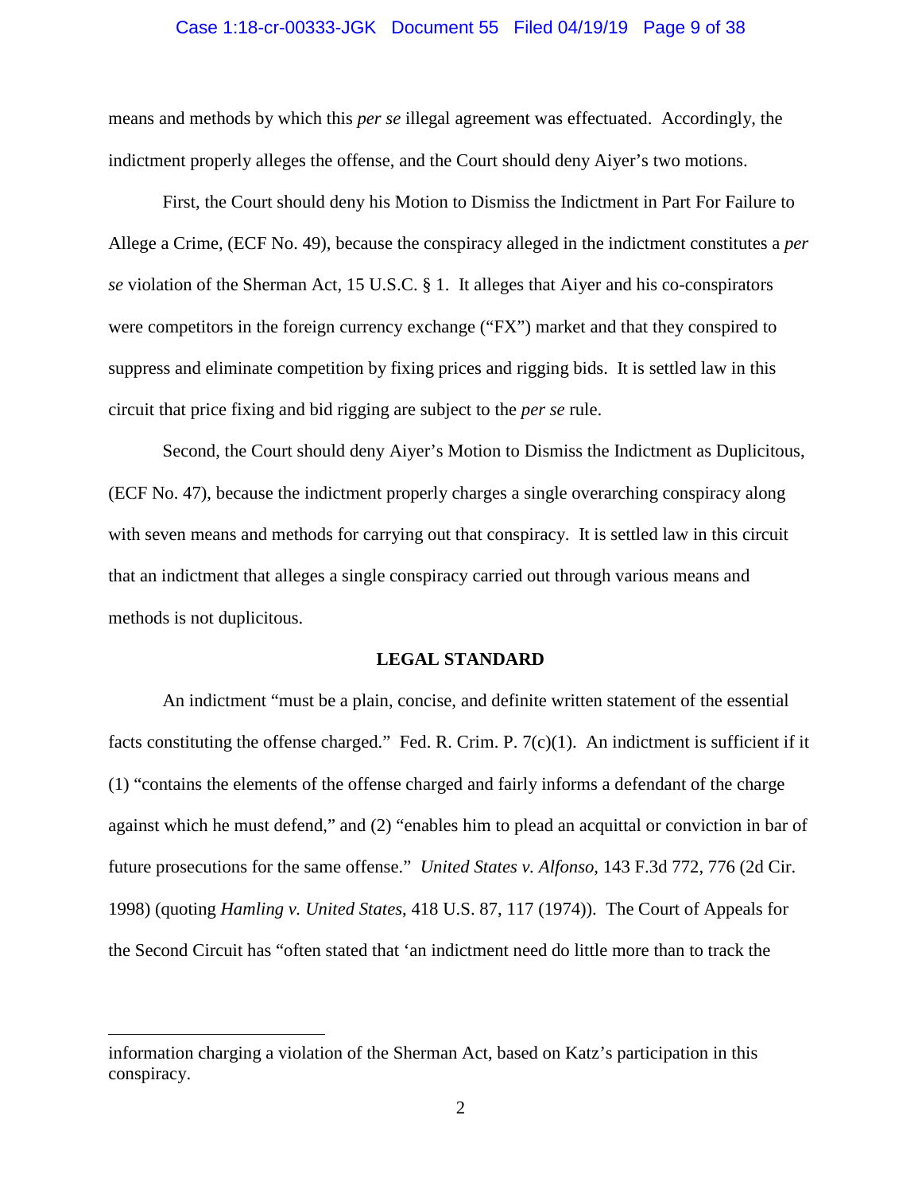means and methods by which this *per se* illegal agreement was effectuated. Accordingly, the indictment properly alleges the offense, and the Court should deny Aiyer's two motions.

First, the Court should deny his Motion to Dismiss the Indictment in Part For Failure to Allege a Crime, (ECF No. 49), because the conspiracy alleged in the indictment constitutes a *per se* violation of the Sherman Act, 15 U.S.C. § 1. It alleges that Aiyer and his co-conspirators were competitors in the foreign currency exchange ("FX") market and that they conspired to suppress and eliminate competition by fixing prices and rigging bids. It is settled law in this circuit that price fixing and bid rigging are subject to the *per se* rule.

Second, the Court should deny Aiyer's Motion to Dismiss the Indictment as Duplicitous, (ECF No. 47), because the indictment properly charges a single overarching conspiracy along with seven means and methods for carrying out that conspiracy. It is settled law in this circuit that an indictment that alleges a single conspiracy carried out through various means and methods is not duplicitous.

## LEGAL STANDARD

An indictment "must be a plain, concise, and definite written statement of the essential facts constituting the offense charged." Fed. R. Crim. P. 7(c)(1). An indictment is sufficient if it (1) "contains the elements of the offense charged and fairly informs a defendant of the charge against which he must defend," and (2) "enables him to plead an acquittal or conviction in bar of future prosecutions for the same offense." *United States v. Alfonso*, 143 F.3d 772, 776 (2d Cir. 1998) (quoting *Hamling v. United States*, 418 U.S. 87, 117 (1974)). The Court of Appeals for the Second Circuit has "often stated that 'an indictment need do little more than to track the

---

information charging a violation of the Sherman Act, based on Katz's participation in this conspiracy.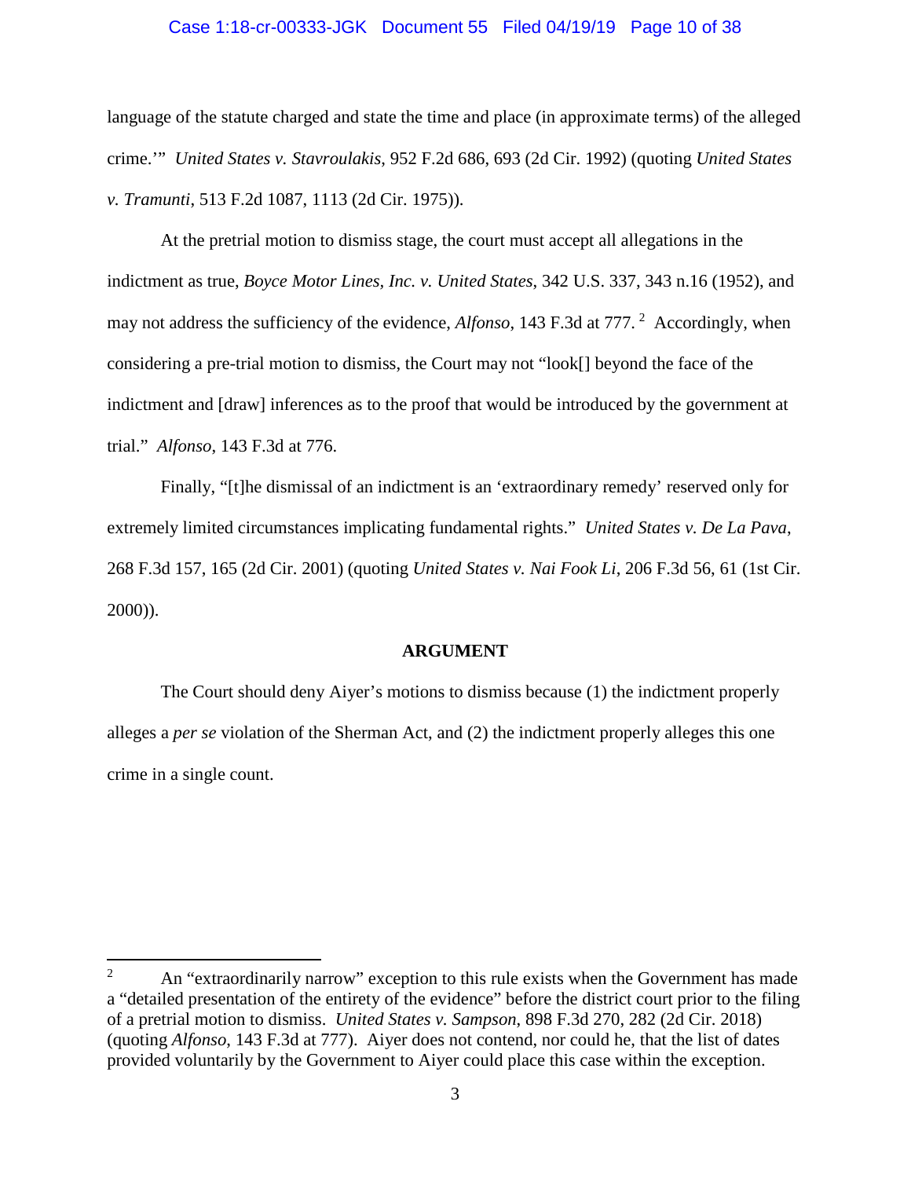language of the statute charged and state the time and place (in approximate terms) of the alleged crime.'" *United States v. Stavroulakis*, 952 F.2d 686, 693 (2d Cir. 1992) (quoting *United States v. Tramunti*, 513 F.2d 1087, 1113 (2d Cir. 1975)).

At the pretrial motion to dismiss stage, the court must accept all allegations in the indictment as true, *Boyce Motor Lines, Inc. v. United States*, 342 U.S. 337, 343 n.16 (1952), and may not address the sufficiency of the evidence, *Alfonso*, 143 F.3d at 777.[2] Accordingly, when considering a pre-trial motion to dismiss, the Court may not "look[] beyond the face of the indictment and [draw] inferences as to the proof that would be introduced by the government at trial." *Alfonso*, 143 F.3d at 776.

Finally, "[t]he dismissal of an indictment is an 'extraordinary remedy' reserved only for extremely limited circumstances implicating fundamental rights." *United States v. De La Pava*, 268 F.3d 157, 165 (2d Cir. 2001) (quoting *United States v. Nai Fook Li*, 206 F.3d 56, 61 (1st Cir. 2000)).

**ARGUMENT**

The Court should deny Aiyer's motions to dismiss because (1) the indictment properly alleges a *per se* violation of the Sherman Act, and (2) the indictment properly alleges this one crime in a single count.

---

[2] An "extraordinarily narrow" exception to this rule exists when the Government has made a "detailed presentation of the entirety of the evidence" before the district court prior to the filing of a pretrial motion to dismiss. *United States v. Sampson*, 898 F.3d 270, 282 (2d Cir. 2018) (quoting *Alfonso*, 143 F.3d at 777). Aiyer does not contend, nor could he, that the list of dates provided voluntarily by the Government to Aiyer could place this case within the exception.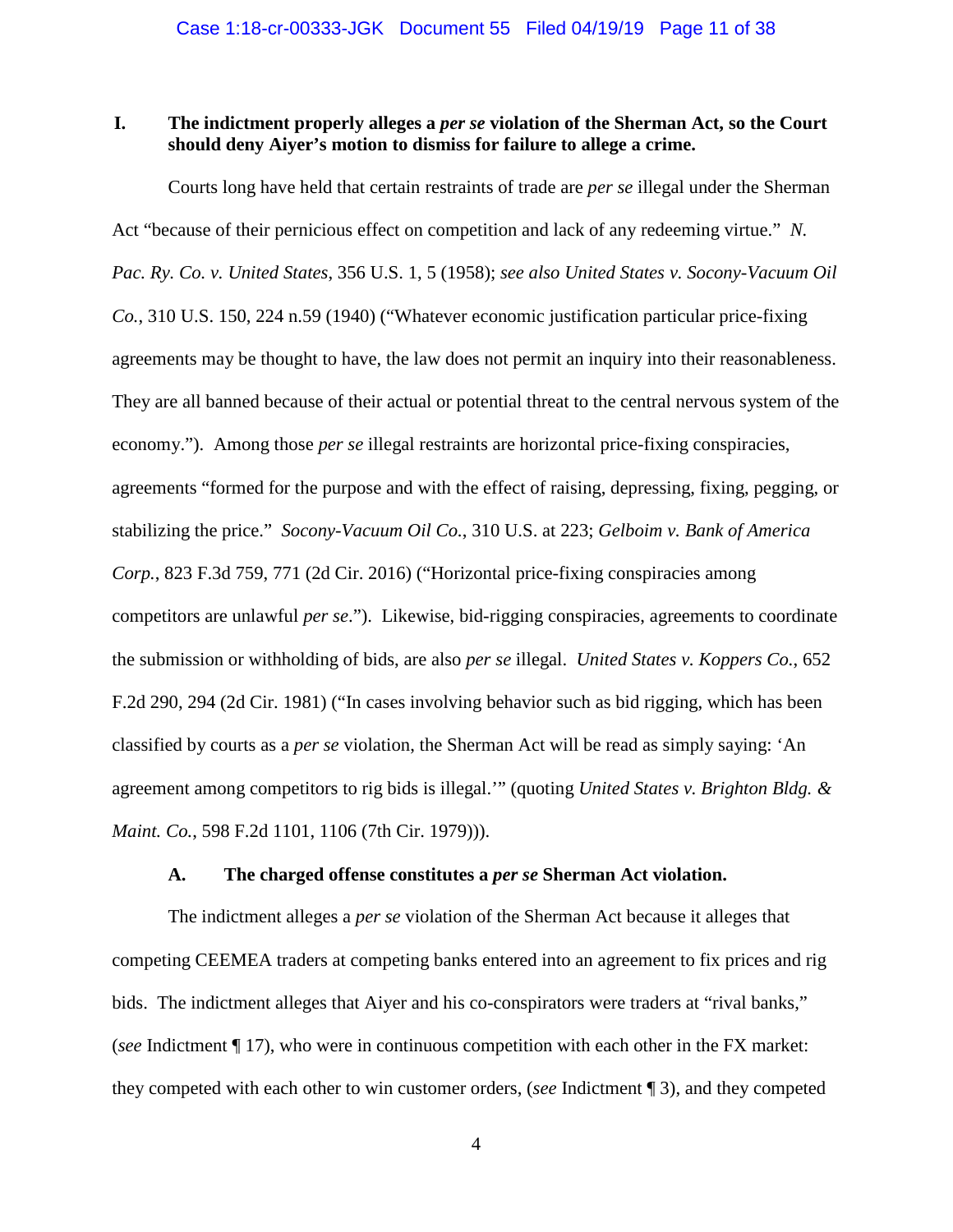## I. The indictment properly alleges a *per se* violation of the Sherman Act, so the Court should deny Aiyer's motion to dismiss for failure to allege a crime.

Courts long have held that certain restraints of trade are *per se* illegal under the Sherman Act "because of their pernicious effect on competition and lack of any redeeming virtue." *N. Pac. Ry. Co. v. United States*, 356 U.S. 1, 5 (1958); *see also United States v. Socony-Vacuum Oil Co.*, 310 U.S. 150, 224 n.59 (1940) ("Whatever economic justification particular price-fixing agreements may be thought to have, the law does not permit an inquiry into their reasonableness. They are all banned because of their actual or potential threat to the central nervous system of the economy."). Among those *per se* illegal restraints are horizontal price-fixing conspiracies, agreements "formed for the purpose and with the effect of raising, depressing, fixing, pegging, or stabilizing the price." *Socony-Vacuum Oil Co.*, 310 U.S. at 223; *Gelboim v. Bank of America Corp.*, 823 F.3d 759, 771 (2d Cir. 2016) ("Horizontal price-fixing conspiracies among competitors are unlawful *per se*."). Likewise, bid-rigging conspiracies, agreements to coordinate the submission or withholding of bids, are also *per se* illegal. *United States v. Koppers Co.*, 652 F.2d 290, 294 (2d Cir. 1981) ("In cases involving behavior such as bid rigging, which has been classified by courts as a *per se* violation, the Sherman Act will be read as simply saying: 'An agreement among competitors to rig bids is illegal.'" (quoting *United States v. Brighton Bldg. & Maint. Co.*, 598 F.2d 1101, 1106 (7th Cir. 1979))).

### A. The charged offense constitutes a *per se* Sherman Act violation.

The indictment alleges a *per se* violation of the Sherman Act because it alleges that competing CEEMEA traders at competing banks entered into an agreement to fix prices and rig bids. The indictment alleges that Aiyer and his co-conspirators were traders at "rival banks," (*see* Indictment ¶ 17), who were in continuous competition with each other in the FX market: they competed with each other to win customer orders, (*see* Indictment ¶ 3), and they competed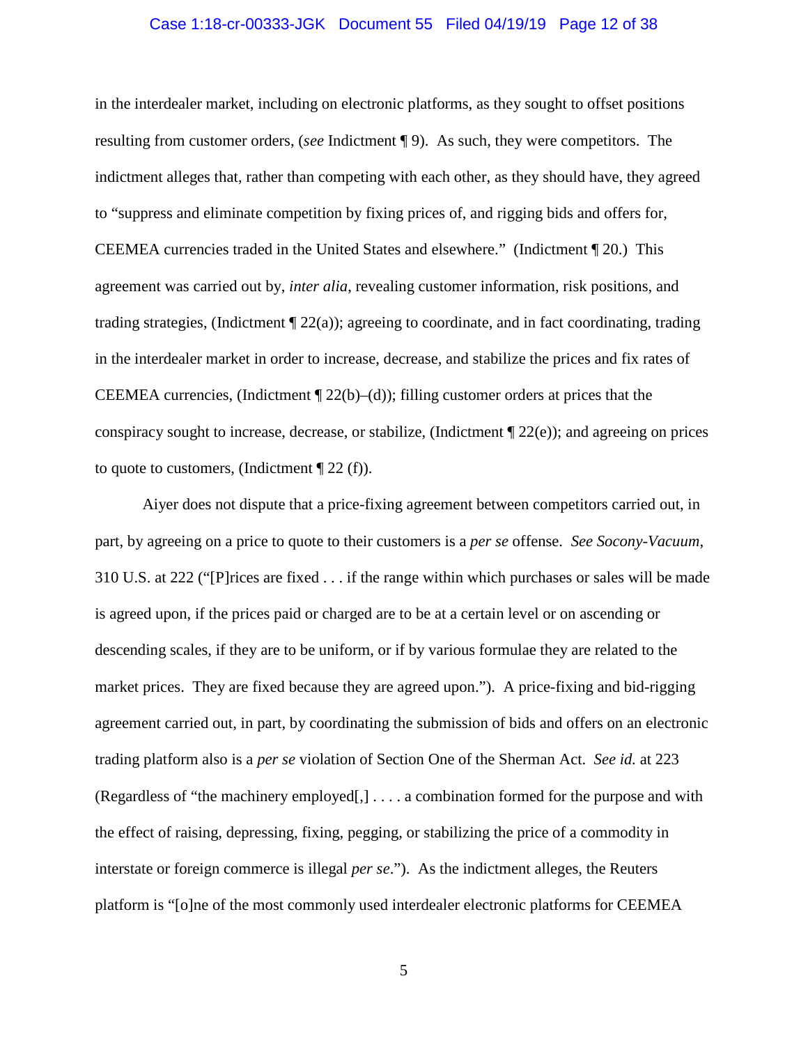in the interdealer market, including on electronic platforms, as they sought to offset positions resulting from customer orders, (*see* Indictment ¶ 9). As such, they were competitors. The indictment alleges that, rather than competing with each other, as they should have, they agreed to "suppress and eliminate competition by fixing prices of, and rigging bids and offers for, CEEMEA currencies traded in the United States and elsewhere." (Indictment ¶ 20.) This agreement was carried out by, *inter alia*, revealing customer information, risk positions, and trading strategies, (Indictment ¶ 22(a)); agreeing to coordinate, and in fact coordinating, trading in the interdealer market in order to increase, decrease, and stabilize the prices and fix rates of CEEMEA currencies, (Indictment ¶ 22(b)–(d)); filling customer orders at prices that the conspiracy sought to increase, decrease, or stabilize, (Indictment ¶ 22(e)); and agreeing on prices to quote to customers, (Indictment ¶ 22 (f)).

Aiyer does not dispute that a price-fixing agreement between competitors carried out, in part, by agreeing on a price to quote to their customers is a *per se* offense. *See Socony-Vacuum*, 310 U.S. at 222 ("[P]rices are fixed . . . if the range within which purchases or sales will be made is agreed upon, if the prices paid or charged are to be at a certain level or on ascending or descending scales, if they are to be uniform, or if by various formulae they are related to the market prices. They are fixed because they are agreed upon."). A price-fixing and bid-rigging agreement carried out, in part, by coordinating the submission of bids and offers on an electronic trading platform also is a *per se* violation of Section One of the Sherman Act. *See id.* at 223 (Regardless of "the machinery employed[,] . . . . a combination formed for the purpose and with the effect of raising, depressing, fixing, pegging, or stabilizing the price of a commodity in interstate or foreign commerce is illegal *per se*."). As the indictment alleges, the Reuters platform is "[o]ne of the most commonly used interdealer electronic platforms for CEEMEA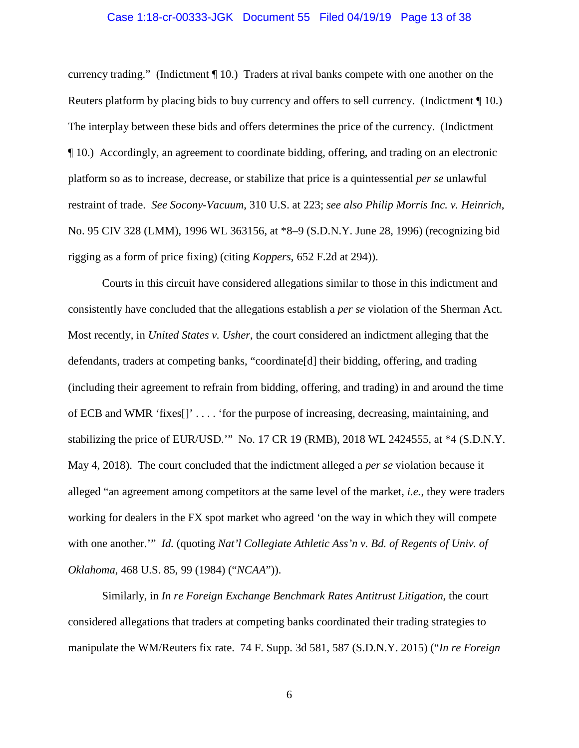currency trading." (Indictment ¶ 10.) Traders at rival banks compete with one another on the Reuters platform by placing bids to buy currency and offers to sell currency. (Indictment ¶ 10.) The interplay between these bids and offers determines the price of the currency. (Indictment ¶ 10.) Accordingly, an agreement to coordinate bidding, offering, and trading on an electronic platform so as to increase, decrease, or stabilize that price is a quintessential *per se* unlawful restraint of trade. *See Socony-Vacuum*, 310 U.S. at 223; *see also Philip Morris Inc. v. Heinrich*, No. 95 CIV 328 (LMM), 1996 WL 363156, at *8–9 (S.D.N.Y. June 28, 1996) (recognizing bid rigging as a form of price fixing) (citing *Koppers*, 652 F.2d at 294)).

Courts in this circuit have considered allegations similar to those in this indictment and consistently have concluded that the allegations establish a *per se* violation of the Sherman Act. Most recently, in *United States v. Usher*, the court considered an indictment alleging that the defendants, traders at competing banks, "coordinate[d] their bidding, offering, and trading (including their agreement to refrain from bidding, offering, and trading) in and around the time of ECB and WMR 'fixes[]' . . . . 'for the purpose of increasing, decreasing, maintaining, and stabilizing the price of EUR/USD.'" No. 17 CR 19 (RMB), 2018 WL 2424555, at *4 (S.D.N.Y. May 4, 2018). The court concluded that the indictment alleged a *per se* violation because it alleged "an agreement among competitors at the same level of the market, *i.e.*, they were traders working for dealers in the FX spot market who agreed 'on the way in which they will compete with one another.'" *Id.* (quoting *Nat'l Collegiate Athletic Ass'n v. Bd. of Regents of Univ. of Oklahoma*, 468 U.S. 85, 99 (1984) ("*NCAA*")).

Similarly, in *In re Foreign Exchange Benchmark Rates Antitrust Litigation*, the court considered allegations that traders at competing banks coordinated their trading strategies to manipulate the WM/Reuters fix rate. 74 F. Supp. 3d 581, 587 (S.D.N.Y. 2015) ("*In re Foreign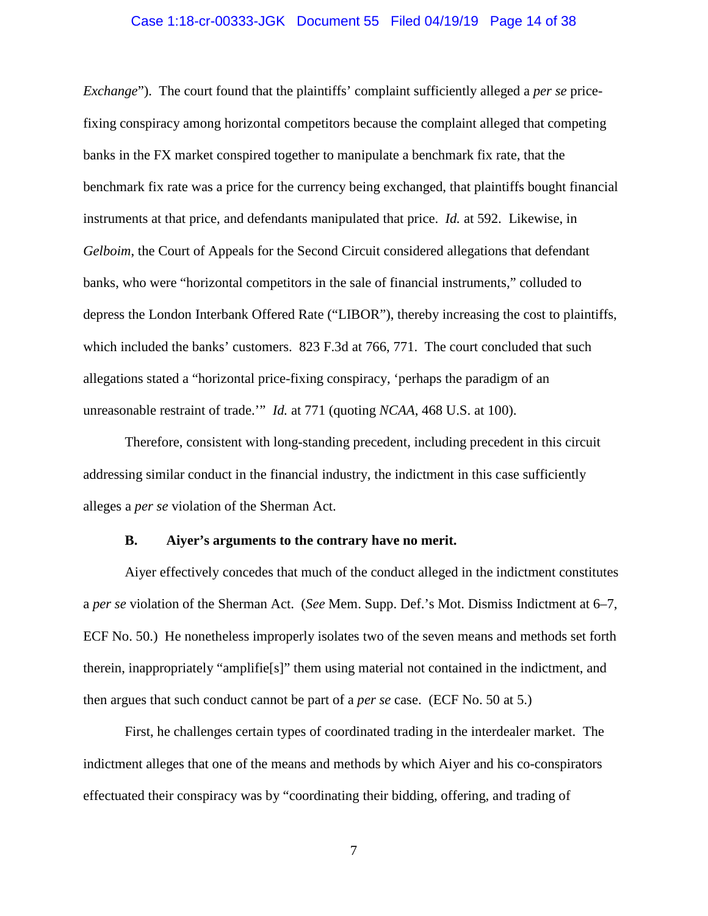*Exchange*"). The court found that the plaintiffs' complaint sufficiently alleged a *per se* price-fixing conspiracy among horizontal competitors because the complaint alleged that competing banks in the FX market conspired together to manipulate a benchmark fix rate, that the benchmark fix rate was a price for the currency being exchanged, that plaintiffs bought financial instruments at that price, and defendants manipulated that price. *Id.* at 592. Likewise, in *Gelboim*, the Court of Appeals for the Second Circuit considered allegations that defendant banks, who were "horizontal competitors in the sale of financial instruments," colluded to depress the London Interbank Offered Rate ("LIBOR"), thereby increasing the cost to plaintiffs, which included the banks' customers. 823 F.3d at 766, 771. The court concluded that such allegations stated a "horizontal price-fixing conspiracy, 'perhaps the paradigm of an unreasonable restraint of trade.'" *Id.* at 771 (quoting *NCAA*, 468 U.S. at 100).

Therefore, consistent with long-standing precedent, including precedent in this circuit addressing similar conduct in the financial industry, the indictment in this case sufficiently alleges a *per se* violation of the Sherman Act.

### B. Aiyer's arguments to the contrary have no merit.

Aiyer effectively concedes that much of the conduct alleged in the indictment constitutes a *per se* violation of the Sherman Act. (*See* Mem. Supp. Def.'s Mot. Dismiss Indictment at 6–7, ECF No. 50.) He nonetheless improperly isolates two of the seven means and methods set forth therein, inappropriately "amplifie[s]" them using material not contained in the indictment, and then argues that such conduct cannot be part of a *per se* case. (ECF No. 50 at 5.)

First, he challenges certain types of coordinated trading in the interdealer market. The indictment alleges that one of the means and methods by which Aiyer and his co-conspirators effectuated their conspiracy was by "coordinating their bidding, offering, and trading of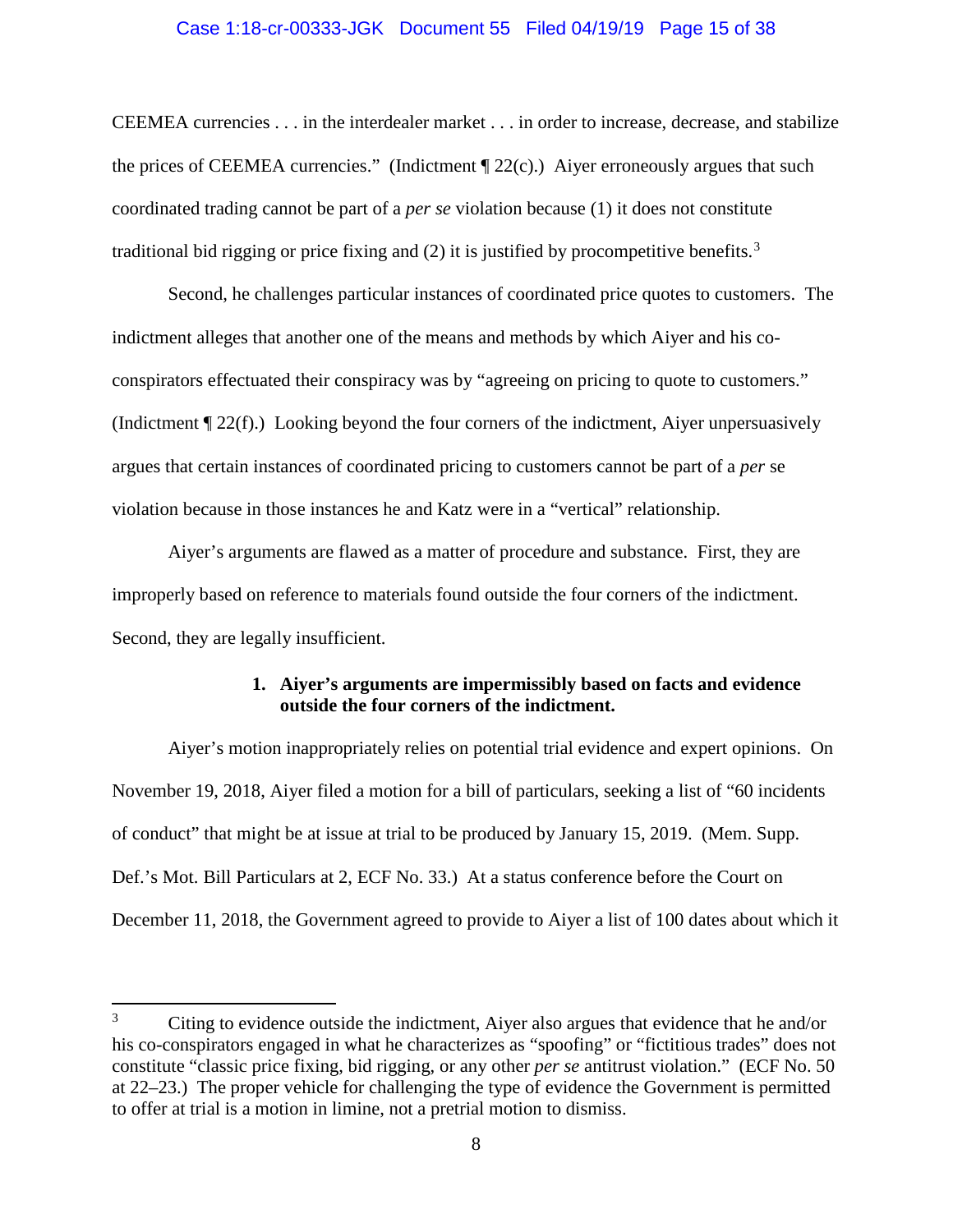CEEMEA currencies . . . in the interdealer market . . . in order to increase, decrease, and stabilize the prices of CEEMEA currencies." (Indictment ¶ 22(c).) Aiyer erroneously argues that such coordinated trading cannot be part of a *per se* violation because (1) it does not constitute traditional bid rigging or price fixing and (2) it is justified by procompetitive benefits.[3]

Second, he challenges particular instances of coordinated price quotes to customers. The indictment alleges that another one of the means and methods by which Aiyer and his co-conspirators effectuated their conspiracy was by "agreeing on pricing to quote to customers." (Indictment ¶ 22(f).) Looking beyond the four corners of the indictment, Aiyer unpersuasively argues that certain instances of coordinated pricing to customers cannot be part of a *per* se violation because in those instances he and Katz were in a "vertical" relationship.

Aiyer's arguments are flawed as a matter of procedure and substance. First, they are improperly based on reference to materials found outside the four corners of the indictment. Second, they are legally insufficient.

#### 1. Aiyer's arguments are impermissibly based on facts and evidence outside the four corners of the indictment.

Aiyer's motion inappropriately relies on potential trial evidence and expert opinions. On November 19, 2018, Aiyer filed a motion for a bill of particulars, seeking a list of "60 incidents of conduct" that might be at issue at trial to be produced by January 15, 2019. (Mem. Supp. Def.'s Mot. Bill Particulars at 2, ECF No. 33.) At a status conference before the Court on December 11, 2018, the Government agreed to provide to Aiyer a list of 100 dates about which it

---

[3] Citing to evidence outside the indictment, Aiyer also argues that evidence that he and/or his co-conspirators engaged in what he characterizes as "spoofing" or "fictitious trades" does not constitute "classic price fixing, bid rigging, or any other *per se* antitrust violation." (ECF No. 50 at 22–23.) The proper vehicle for challenging the type of evidence the Government is permitted to offer at trial is a motion in limine, not a pretrial motion to dismiss.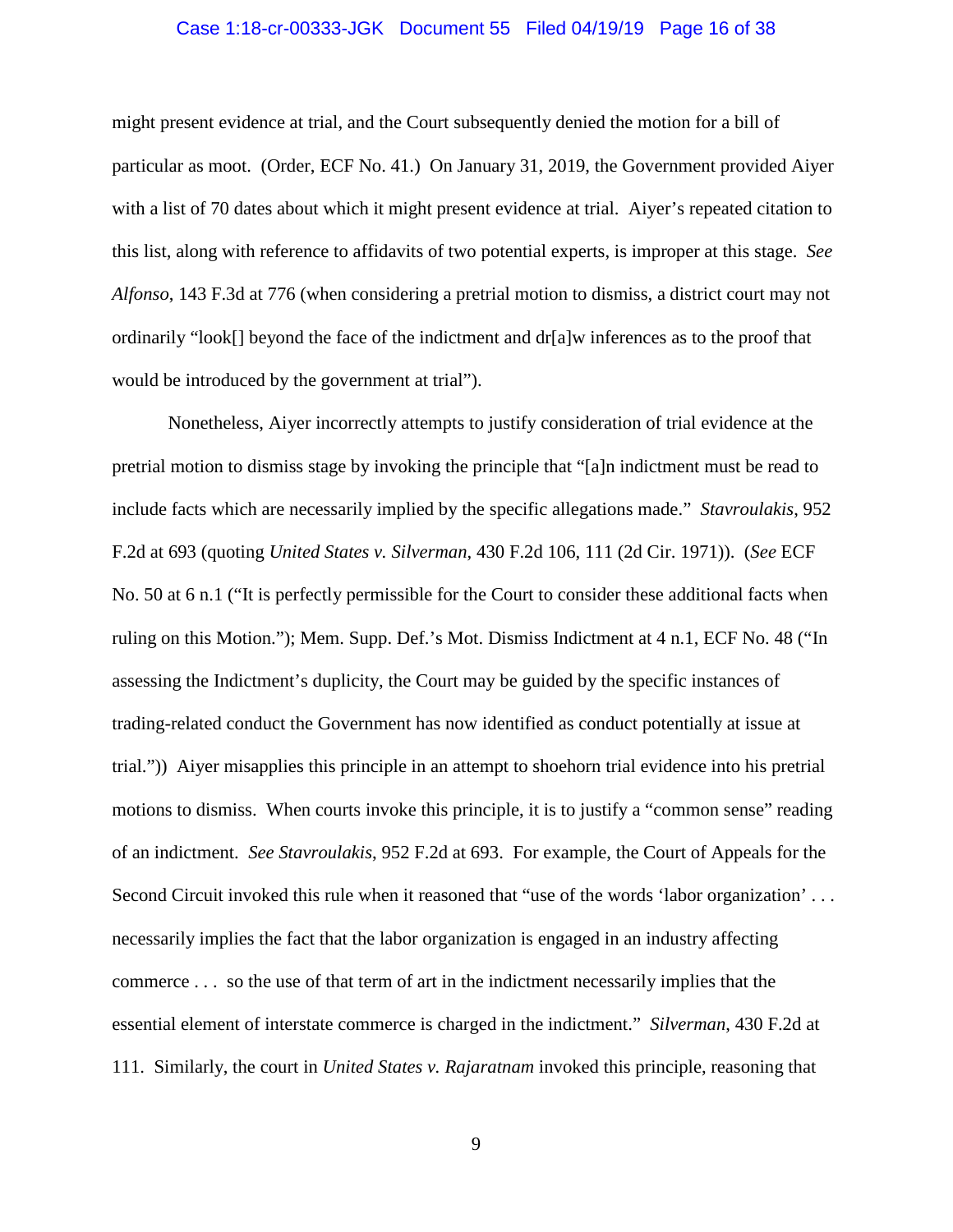might present evidence at trial, and the Court subsequently denied the motion for a bill of particular as moot. (Order, ECF No. 41.) On January 31, 2019, the Government provided Aiyer with a list of 70 dates about which it might present evidence at trial. Aiyer's repeated citation to this list, along with reference to affidavits of two potential experts, is improper at this stage. *See Alfonso*, 143 F.3d at 776 (when considering a pretrial motion to dismiss, a district court may not ordinarily "look[] beyond the face of the indictment and dr[a]w inferences as to the proof that would be introduced by the government at trial").

Nonetheless, Aiyer incorrectly attempts to justify consideration of trial evidence at the pretrial motion to dismiss stage by invoking the principle that "[a]n indictment must be read to include facts which are necessarily implied by the specific allegations made." *Stavroulakis*, 952 F.2d at 693 (quoting *United States v. Silverman*, 430 F.2d 106, 111 (2d Cir. 1971)). (*See* ECF No. 50 at 6 n.1 ("It is perfectly permissible for the Court to consider these additional facts when ruling on this Motion."); Mem. Supp. Def.'s Mot. Dismiss Indictment at 4 n.1, ECF No. 48 ("In assessing the Indictment's duplicity, the Court may be guided by the specific instances of trading-related conduct the Government has now identified as conduct potentially at issue at trial.")) Aiyer misapplies this principle in an attempt to shoehorn trial evidence into his pretrial motions to dismiss. When courts invoke this principle, it is to justify a "common sense" reading of an indictment. *See Stavroulakis*, 952 F.2d at 693. For example, the Court of Appeals for the Second Circuit invoked this rule when it reasoned that "use of the words 'labor organization' . . . necessarily implies the fact that the labor organization is engaged in an industry affecting commerce . . . so the use of that term of art in the indictment necessarily implies that the essential element of interstate commerce is charged in the indictment." *Silverman*, 430 F.2d at 111. Similarly, the court in *United States v. Rajaratnam* invoked this principle, reasoning that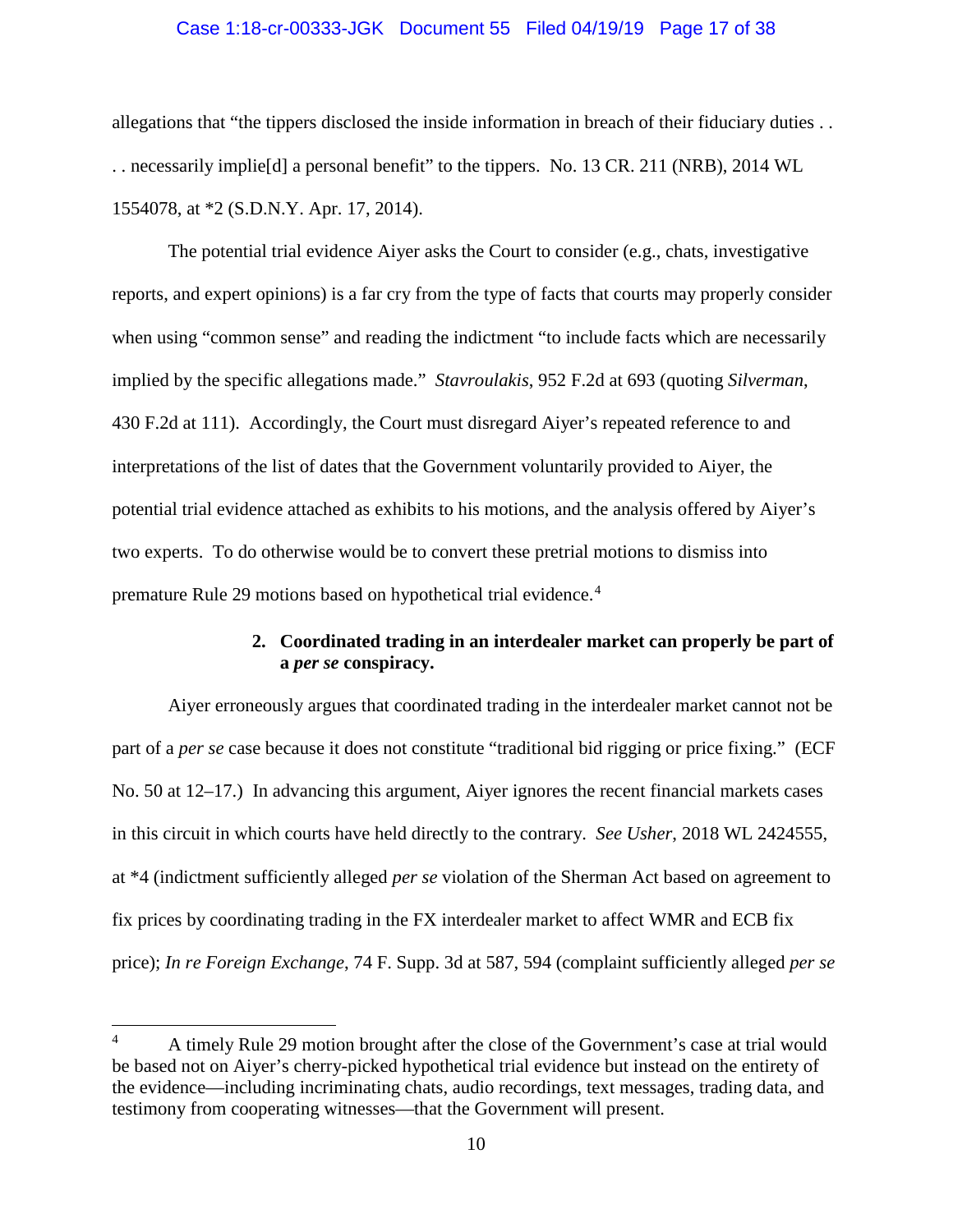allegations that "the tippers disclosed the inside information in breach of their fiduciary duties . . . . necessarily implie[d] a personal benefit" to the tippers. No. 13 CR. 211 (NRB), 2014 WL 1554078, at *2 (S.D.N.Y. Apr. 17, 2014).

The potential trial evidence Aiyer asks the Court to consider (e.g., chats, investigative reports, and expert opinions) is a far cry from the type of facts that courts may properly consider when using "common sense" and reading the indictment "to include facts which are necessarily implied by the specific allegations made." *Stavroulakis*, 952 F.2d at 693 (quoting *Silverman*, 430 F.2d at 111). Accordingly, the Court must disregard Aiyer's repeated reference to and interpretations of the list of dates that the Government voluntarily provided to Aiyer, the potential trial evidence attached as exhibits to his motions, and the analysis offered by Aiyer's two experts. To do otherwise would be to convert these pretrial motions to dismiss into premature Rule 29 motions based on hypothetical trial evidence.[4]

**2. Coordinated trading in an interdealer market can properly be part of a *per se* conspiracy.**

Aiyer erroneously argues that coordinated trading in the interdealer market cannot not be part of a *per se* case because it does not constitute "traditional bid rigging or price fixing." (ECF No. 50 at 12–17.) In advancing this argument, Aiyer ignores the recent financial markets cases in this circuit in which courts have held directly to the contrary. *See Usher*, 2018 WL 2424555, at *4 (indictment sufficiently alleged *per se* violation of the Sherman Act based on agreement to fix prices by coordinating trading in the FX interdealer market to affect WMR and ECB fix price); *In re Foreign Exchange*, 74 F. Supp. 3d at 587, 594 (complaint sufficiently alleged *per se*

---

[4] A timely Rule 29 motion brought after the close of the Government's case at trial would be based not on Aiyer's cherry-picked hypothetical trial evidence but instead on the entirety of the evidence—including incriminating chats, audio recordings, text messages, trading data, and testimony from cooperating witnesses—that the Government will present.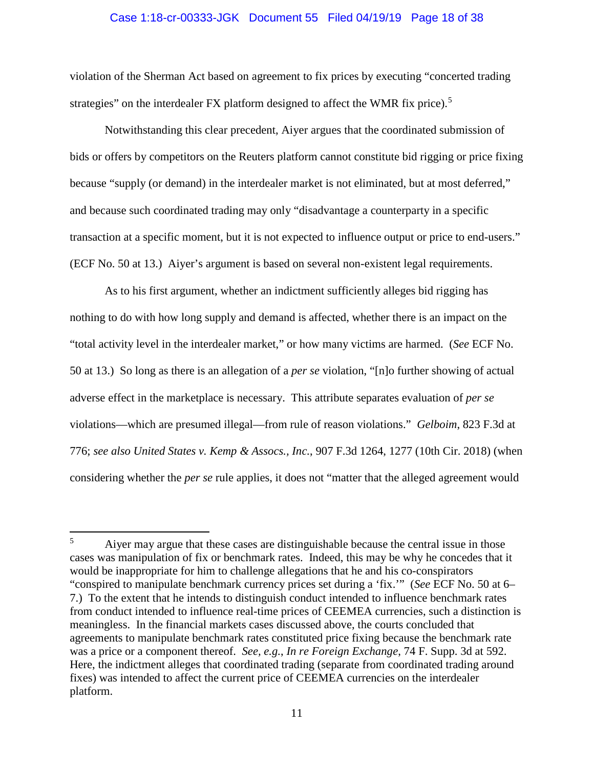violation of the Sherman Act based on agreement to fix prices by executing "concerted trading strategies" on the interdealer FX platform designed to affect the WMR fix price).[5]

Notwithstanding this clear precedent, Aiyer argues that the coordinated submission of bids or offers by competitors on the Reuters platform cannot constitute bid rigging or price fixing because "supply (or demand) in the interdealer market is not eliminated, but at most deferred," and because such coordinated trading may only "disadvantage a counterparty in a specific transaction at a specific moment, but it is not expected to influence output or price to end-users." (ECF No. 50 at 13.) Aiyer's argument is based on several non-existent legal requirements.

As to his first argument, whether an indictment sufficiently alleges bid rigging has nothing to do with how long supply and demand is affected, whether there is an impact on the "total activity level in the interdealer market," or how many victims are harmed. (*See* ECF No. 50 at 13.) So long as there is an allegation of a *per se* violation, "[n]o further showing of actual adverse effect in the marketplace is necessary. This attribute separates evaluation of *per se* violations—which are presumed illegal—from rule of reason violations." *Gelboim*, 823 F.3d at 776; *see also United States v. Kemp & Assocs., Inc.*, 907 F.3d 1264, 1277 (10th Cir. 2018) (when considering whether the *per se* rule applies, it does not "matter that the alleged agreement would

---

[5] Aiyer may argue that these cases are distinguishable because the central issue in those cases was manipulation of fix or benchmark rates. Indeed, this may be why he concedes that it would be inappropriate for him to challenge allegations that he and his co-conspirators "conspired to manipulate benchmark currency prices set during a 'fix.'" (*See* ECF No. 50 at 6–7.) To the extent that he intends to distinguish conduct intended to influence benchmark rates from conduct intended to influence real-time prices of CEEMEA currencies, such a distinction is meaningless. In the financial markets cases discussed above, the courts concluded that agreements to manipulate benchmark rates constituted price fixing because the benchmark rate was a price or a component thereof. *See, e.g.*, *In re Foreign Exchange*, 74 F. Supp. 3d at 592. Here, the indictment alleges that coordinated trading (separate from coordinated trading around fixes) was intended to affect the current price of CEEMEA currencies on the interdealer platform.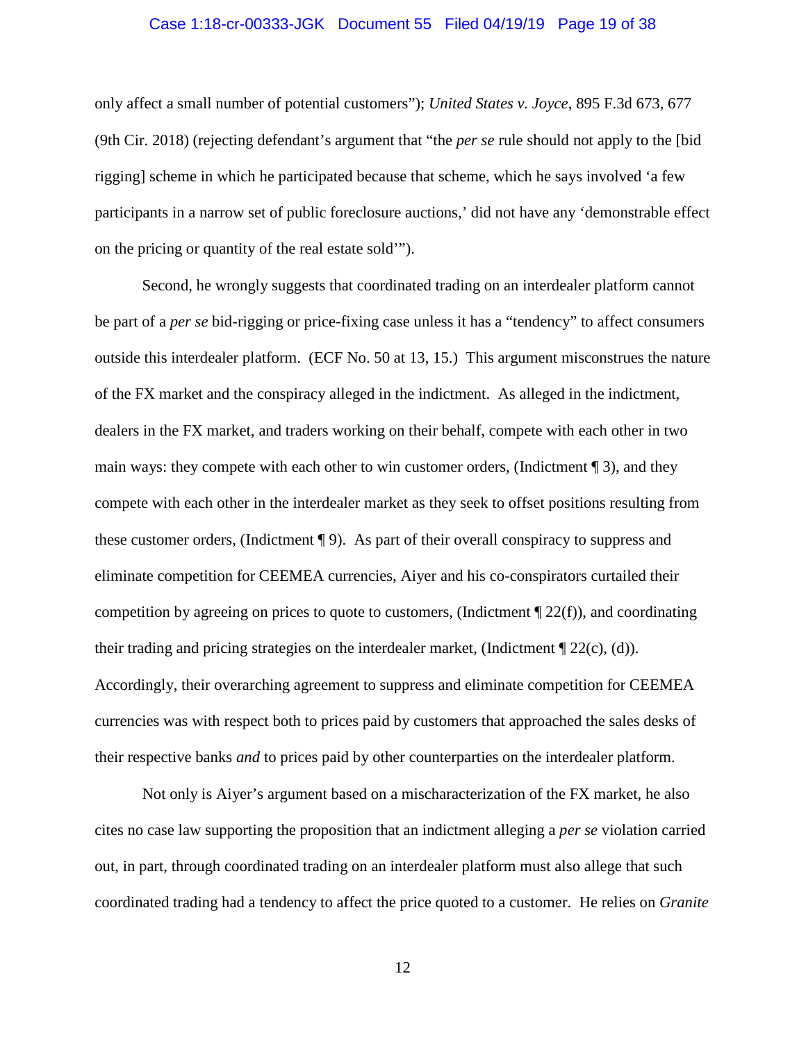only affect a small number of potential customers"); *United States v. Joyce*, 895 F.3d 673, 677 (9th Cir. 2018) (rejecting defendant's argument that "the *per se* rule should not apply to the [bid rigging] scheme in which he participated because that scheme, which he says involved 'a few participants in a narrow set of public foreclosure auctions,' did not have any 'demonstrable effect on the pricing or quantity of the real estate sold'").

Second, he wrongly suggests that coordinated trading on an interdealer platform cannot be part of a *per se* bid-rigging or price-fixing case unless it has a "tendency" to affect consumers outside this interdealer platform. (ECF No. 50 at 13, 15.) This argument misconstrues the nature of the FX market and the conspiracy alleged in the indictment. As alleged in the indictment, dealers in the FX market, and traders working on their behalf, compete with each other in two main ways: they compete with each other to win customer orders, (Indictment ¶ 3), and they compete with each other in the interdealer market as they seek to offset positions resulting from these customer orders, (Indictment ¶ 9). As part of their overall conspiracy to suppress and eliminate competition for CEEMEA currencies, Aiyer and his co-conspirators curtailed their competition by agreeing on prices to quote to customers, (Indictment ¶ 22(f)), and coordinating their trading and pricing strategies on the interdealer market, (Indictment ¶ 22(c), (d)). Accordingly, their overarching agreement to suppress and eliminate competition for CEEMEA currencies was with respect both to prices paid by customers that approached the sales desks of their respective banks *and* to prices paid by other counterparties on the interdealer platform.

Not only is Aiyer's argument based on a mischaracterization of the FX market, he also cites no case law supporting the proposition that an indictment alleging a *per se* violation carried out, in part, through coordinated trading on an interdealer platform must also allege that such coordinated trading had a tendency to affect the price quoted to a customer. He relies on *Granite*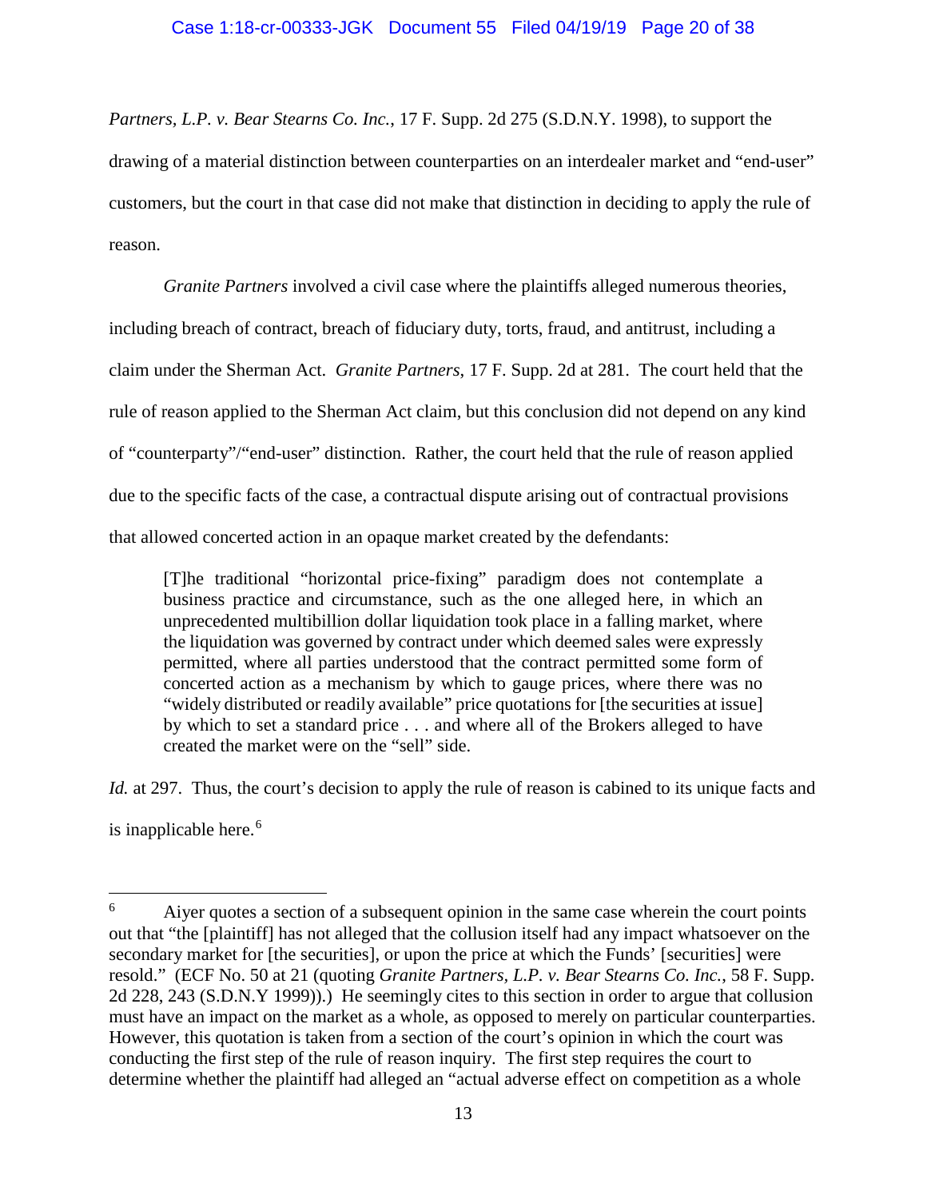*Partners, L.P. v. Bear Stearns Co. Inc.*, 17 F. Supp. 2d 275 (S.D.N.Y. 1998), to support the drawing of a material distinction between counterparties on an interdealer market and "end-user" customers, but the court in that case did not make that distinction in deciding to apply the rule of reason.

*Granite Partners* involved a civil case where the plaintiffs alleged numerous theories, including breach of contract, breach of fiduciary duty, torts, fraud, and antitrust, including a claim under the Sherman Act. *Granite Partners*, 17 F. Supp. 2d at 281. The court held that the rule of reason applied to the Sherman Act claim, but this conclusion did not depend on any kind of "counterparty"/"end-user" distinction. Rather, the court held that the rule of reason applied due to the specific facts of the case, a contractual dispute arising out of contractual provisions that allowed concerted action in an opaque market created by the defendants:

> [T]he traditional "horizontal price-fixing" paradigm does not contemplate a business practice and circumstance, such as the one alleged here, in which an unprecedented multibillion dollar liquidation took place in a falling market, where the liquidation was governed by contract under which deemed sales were expressly permitted, where all parties understood that the contract permitted some form of concerted action as a mechanism by which to gauge prices, where there was no "widely distributed or readily available" price quotations for [the securities at issue] by which to set a standard price . . . and where all of the Brokers alleged to have created the market were on the "sell" side.

*Id.* at 297. Thus, the court's decision to apply the rule of reason is cabined to its unique facts and is inapplicable here.[6]

[6] Aiyer quotes a section of a subsequent opinion in the same case wherein the court points out that "the [plaintiff] has not alleged that the collusion itself had any impact whatsoever on the secondary market for [the securities], or upon the price at which the Funds' [securities] were resold." (ECF No. 50 at 21 (quoting *Granite Partners, L.P. v. Bear Stearns Co. Inc.*, 58 F. Supp. 2d 228, 243 (S.D.N.Y 1999)).) He seemingly cites to this section in order to argue that collusion must have an impact on the market as a whole, as opposed to merely on particular counterparties. However, this quotation is taken from a section of the court's opinion in which the court was conducting the first step of the rule of reason inquiry. The first step requires the court to determine whether the plaintiff had alleged an "actual adverse effect on competition as a whole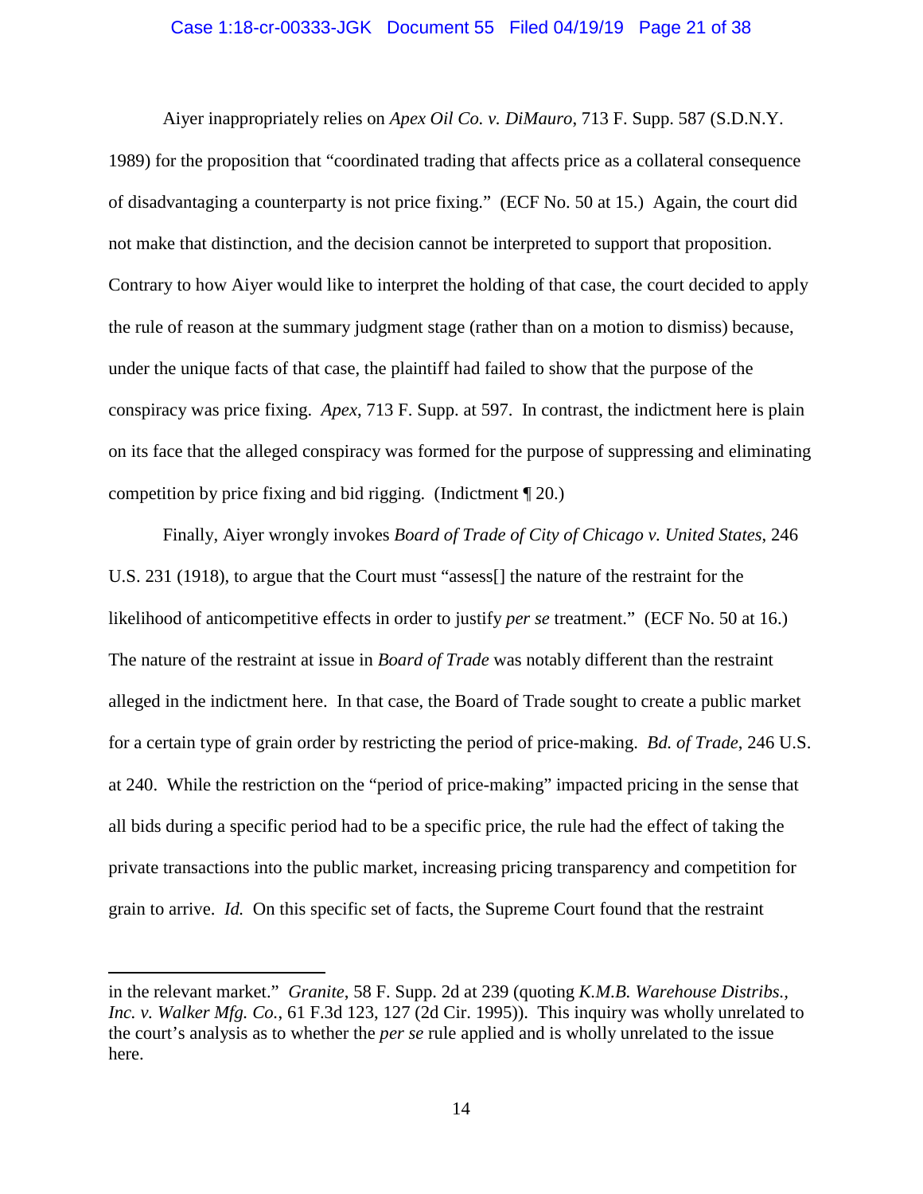Aiyer inappropriately relies on *Apex Oil Co. v. DiMauro*, 713 F. Supp. 587 (S.D.N.Y. 1989) for the proposition that "coordinated trading that affects price as a collateral consequence of disadvantaging a counterparty is not price fixing." (ECF No. 50 at 15.) Again, the court did not make that distinction, and the decision cannot be interpreted to support that proposition. Contrary to how Aiyer would like to interpret the holding of that case, the court decided to apply the rule of reason at the summary judgment stage (rather than on a motion to dismiss) because, under the unique facts of that case, the plaintiff had failed to show that the purpose of the conspiracy was price fixing. *Apex*, 713 F. Supp. at 597. In contrast, the indictment here is plain on its face that the alleged conspiracy was formed for the purpose of suppressing and eliminating competition by price fixing and bid rigging. (Indictment ¶ 20.)

Finally, Aiyer wrongly invokes *Board of Trade of City of Chicago v. United States*, 246 U.S. 231 (1918), to argue that the Court must "assess[] the nature of the restraint for the likelihood of anticompetitive effects in order to justify *per se* treatment." (ECF No. 50 at 16.) The nature of the restraint at issue in *Board of Trade* was notably different than the restraint alleged in the indictment here. In that case, the Board of Trade sought to create a public market for a certain type of grain order by restricting the period of price-making. *Bd. of Trade*, 246 U.S. at 240. While the restriction on the "period of price-making" impacted pricing in the sense that all bids during a specific period had to be a specific price, the rule had the effect of taking the private transactions into the public market, increasing pricing transparency and competition for grain to arrive. *Id.* On this specific set of facts, the Supreme Court found that the restraint

---

in the relevant market." *Granite*, 58 F. Supp. 2d at 239 (quoting *K.M.B. Warehouse Distribs., Inc. v. Walker Mfg. Co.*, 61 F.3d 123, 127 (2d Cir. 1995)). This inquiry was wholly unrelated to the court's analysis as to whether the *per se* rule applied and is wholly unrelated to the issue here.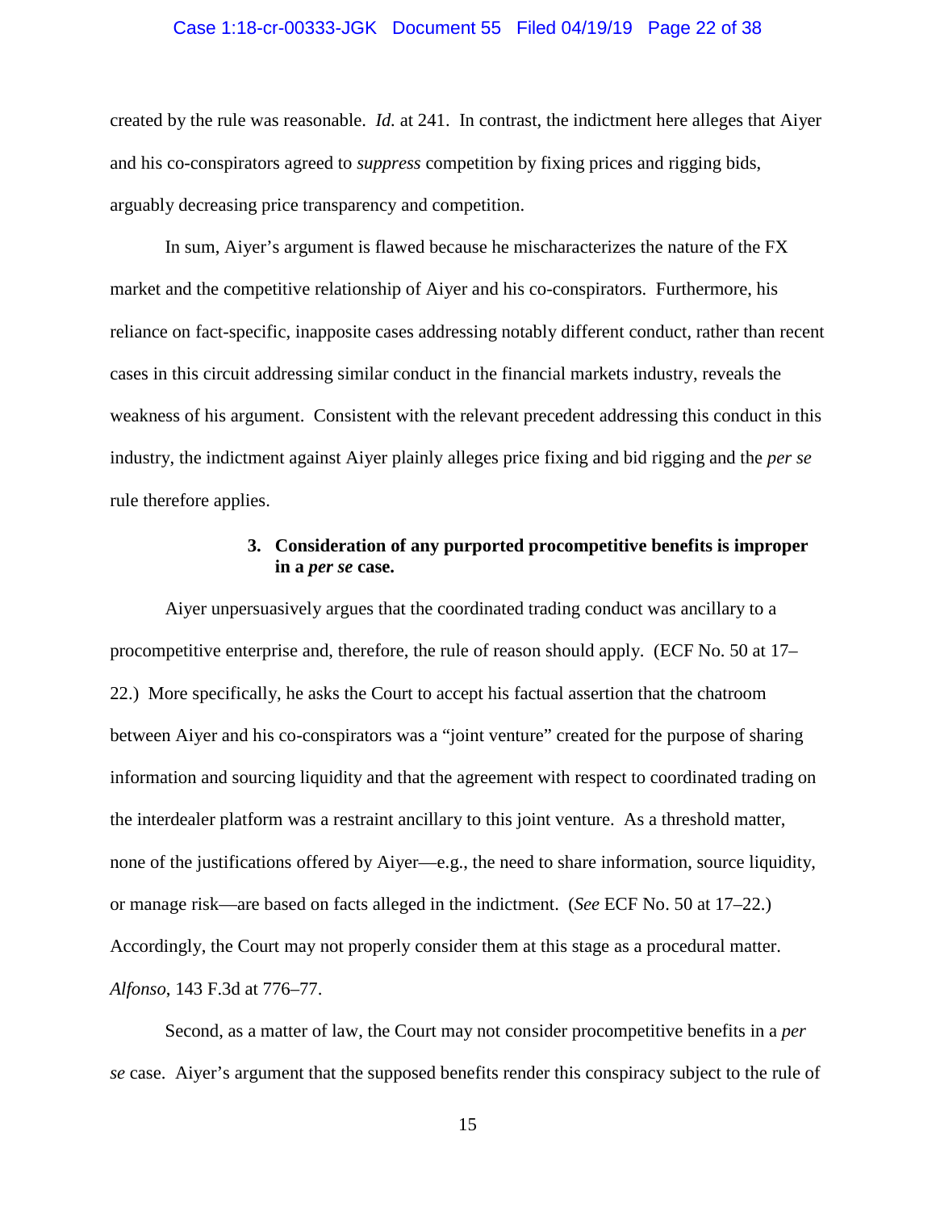created by the rule was reasonable. *Id.* at 241. In contrast, the indictment here alleges that Aiyer and his co-conspirators agreed to *suppress* competition by fixing prices and rigging bids, arguably decreasing price transparency and competition.

In sum, Aiyer's argument is flawed because he mischaracterizes the nature of the FX market and the competitive relationship of Aiyer and his co-conspirators. Furthermore, his reliance on fact-specific, inapposite cases addressing notably different conduct, rather than recent cases in this circuit addressing similar conduct in the financial markets industry, reveals the weakness of his argument. Consistent with the relevant precedent addressing this conduct in this industry, the indictment against Aiyer plainly alleges price fixing and bid rigging and the *per se* rule therefore applies.

**3. Consideration of any purported procompetitive benefits is improper in a *per se* case.**

Aiyer unpersuasively argues that the coordinated trading conduct was ancillary to a procompetitive enterprise and, therefore, the rule of reason should apply. (ECF No. 50 at 17–22.) More specifically, he asks the Court to accept his factual assertion that the chatroom between Aiyer and his co-conspirators was a "joint venture" created for the purpose of sharing information and sourcing liquidity and that the agreement with respect to coordinated trading on the interdealer platform was a restraint ancillary to this joint venture. As a threshold matter, none of the justifications offered by Aiyer—e.g., the need to share information, source liquidity, or manage risk—are based on facts alleged in the indictment. (*See* ECF No. 50 at 17–22.) Accordingly, the Court may not properly consider them at this stage as a procedural matter. *Alfonso*, 143 F.3d at 776–77.

Second, as a matter of law, the Court may not consider procompetitive benefits in a *per se* case. Aiyer's argument that the supposed benefits render this conspiracy subject to the rule of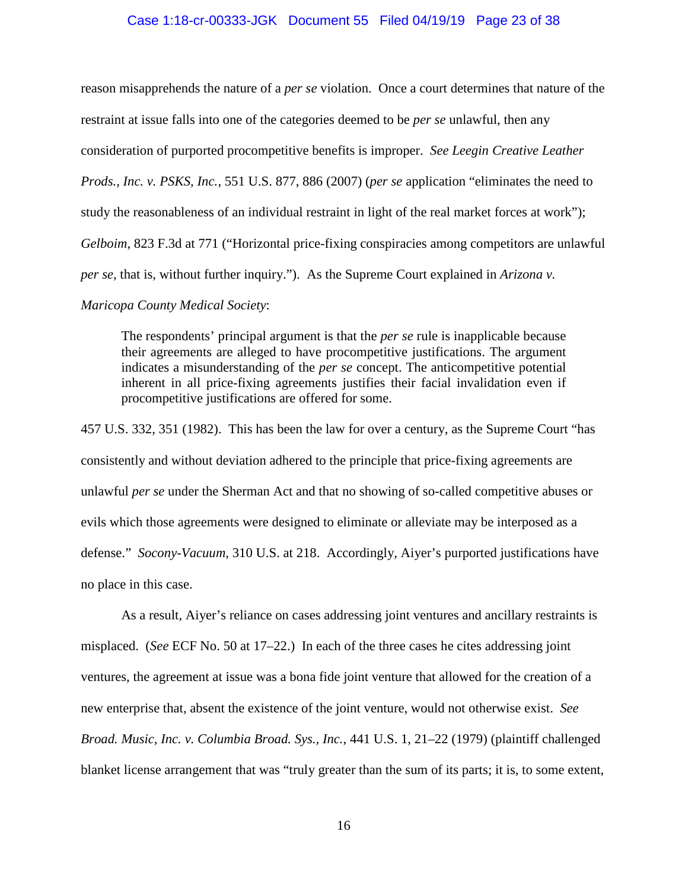reason misapprehends the nature of a *per se* violation. Once a court determines that nature of the restraint at issue falls into one of the categories deemed to be *per se* unlawful, then any consideration of purported procompetitive benefits is improper. *See Leegin Creative Leather Prods., Inc. v. PSKS, Inc.*, 551 U.S. 877, 886 (2007) (*per se* application "eliminates the need to study the reasonableness of an individual restraint in light of the real market forces at work"); *Gelboim*, 823 F.3d at 771 ("Horizontal price-fixing conspiracies among competitors are unlawful *per se*, that is, without further inquiry."). As the Supreme Court explained in *Arizona v. Maricopa County Medical Society*:

> The respondents' principal argument is that the *per se* rule is inapplicable because their agreements are alleged to have procompetitive justifications. The argument indicates a misunderstanding of the *per se* concept. The anticompetitive potential inherent in all price-fixing agreements justifies their facial invalidation even if procompetitive justifications are offered for some.

457 U.S. 332, 351 (1982). This has been the law for over a century, as the Supreme Court "has consistently and without deviation adhered to the principle that price-fixing agreements are unlawful *per se* under the Sherman Act and that no showing of so-called competitive abuses or evils which those agreements were designed to eliminate or alleviate may be interposed as a defense." *Socony-Vacuum*, 310 U.S. at 218. Accordingly, Aiyer's purported justifications have no place in this case.

As a result, Aiyer's reliance on cases addressing joint ventures and ancillary restraints is misplaced. (*See* ECF No. 50 at 17–22.) In each of the three cases he cites addressing joint ventures, the agreement at issue was a bona fide joint venture that allowed for the creation of a new enterprise that, absent the existence of the joint venture, would not otherwise exist. *See Broad. Music, Inc. v. Columbia Broad. Sys., Inc.*, 441 U.S. 1, 21–22 (1979) (plaintiff challenged blanket license arrangement that was "truly greater than the sum of its parts; it is, to some extent,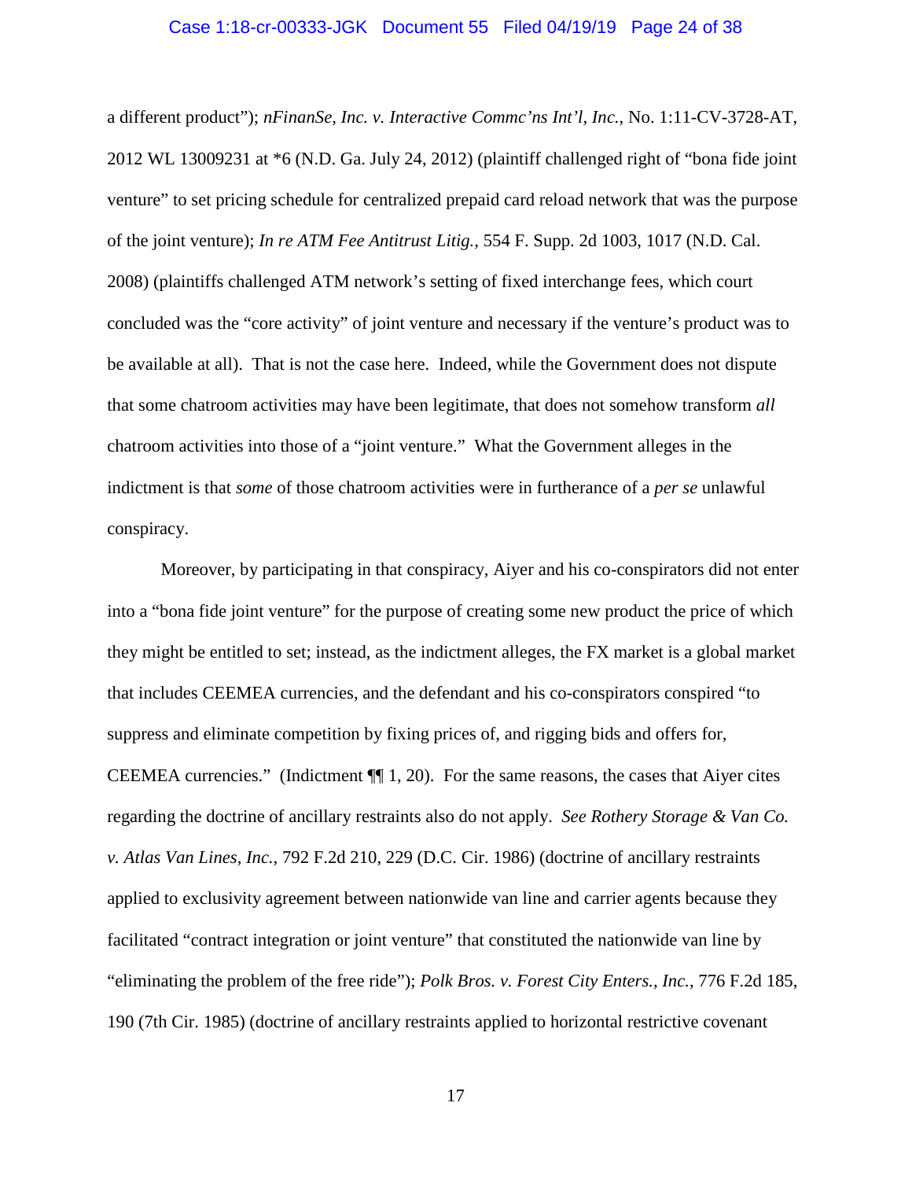a different product"); *nFinanSe, Inc. v. Interactive Commc'ns Int'l, Inc.*, No. 1:11-CV-3728-AT, 2012 WL 13009231 at *6 (N.D. Ga. July 24, 2012) (plaintiff challenged right of "bona fide joint venture" to set pricing schedule for centralized prepaid card reload network that was the purpose of the joint venture); *In re ATM Fee Antitrust Litig.*, 554 F. Supp. 2d 1003, 1017 (N.D. Cal. 2008) (plaintiffs challenged ATM network's setting of fixed interchange fees, which court concluded was the "core activity" of joint venture and necessary if the venture's product was to be available at all). That is not the case here. Indeed, while the Government does not dispute that some chatroom activities may have been legitimate, that does not somehow transform *all* chatroom activities into those of a "joint venture." What the Government alleges in the indictment is that *some* of those chatroom activities were in furtherance of a *per se* unlawful conspiracy.

Moreover, by participating in that conspiracy, Aiyer and his co-conspirators did not enter into a "bona fide joint venture" for the purpose of creating some new product the price of which they might be entitled to set; instead, as the indictment alleges, the FX market is a global market that includes CEEMEA currencies, and the defendant and his co-conspirators conspired "to suppress and eliminate competition by fixing prices of, and rigging bids and offers for, CEEMEA currencies." (Indictment ¶¶ 1, 20). For the same reasons, the cases that Aiyer cites regarding the doctrine of ancillary restraints also do not apply. *See Rothery Storage & Van Co. v. Atlas Van Lines, Inc.*, 792 F.2d 210, 229 (D.C. Cir. 1986) (doctrine of ancillary restraints applied to exclusivity agreement between nationwide van line and carrier agents because they facilitated "contract integration or joint venture" that constituted the nationwide van line by "eliminating the problem of the free ride"); *Polk Bros. v. Forest City Enters., Inc.*, 776 F.2d 185, 190 (7th Cir. 1985) (doctrine of ancillary restraints applied to horizontal restrictive covenant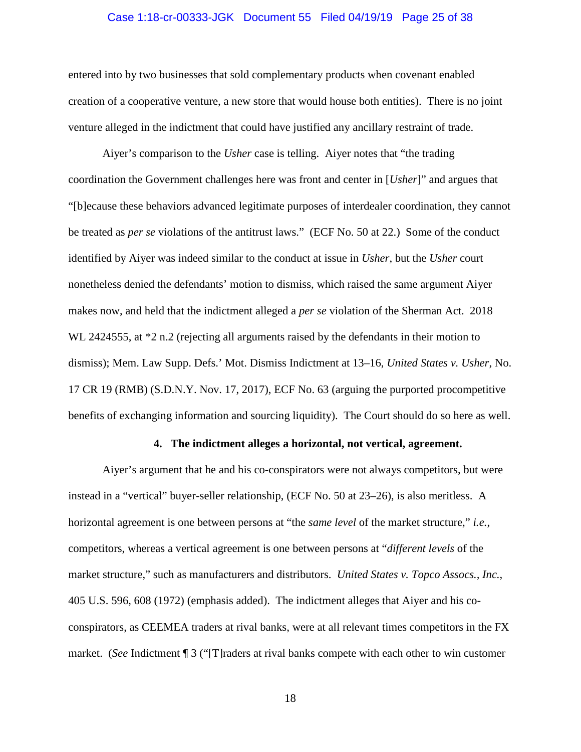entered into by two businesses that sold complementary products when covenant enabled creation of a cooperative venture, a new store that would house both entities). There is no joint venture alleged in the indictment that could have justified any ancillary restraint of trade.

Aiyer's comparison to the *Usher* case is telling. Aiyer notes that "the trading coordination the Government challenges here was front and center in [*Usher*]" and argues that "[b]ecause these behaviors advanced legitimate purposes of interdealer coordination, they cannot be treated as *per se* violations of the antitrust laws." (ECF No. 50 at 22.) Some of the conduct identified by Aiyer was indeed similar to the conduct at issue in *Usher*, but the *Usher* court nonetheless denied the defendants' motion to dismiss, which raised the same argument Aiyer makes now, and held that the indictment alleged a *per se* violation of the Sherman Act. 2018 WL 2424555, at *2 n.2 (rejecting all arguments raised by the defendants in their motion to dismiss); Mem. Law Supp. Defs.' Mot. Dismiss Indictment at 13–16, *United States v. Usher*, No. 17 CR 19 (RMB) (S.D.N.Y. Nov. 17, 2017), ECF No. 63 (arguing the purported procompetitive benefits of exchanging information and sourcing liquidity). The Court should do so here as well.

#### 4. The indictment alleges a horizontal, not vertical, agreement.

Aiyer's argument that he and his co-conspirators were not always competitors, but were instead in a "vertical" buyer-seller relationship, (ECF No. 50 at 23–26), is also meritless. A horizontal agreement is one between persons at "the *same level* of the market structure," *i.e.*, competitors, whereas a vertical agreement is one between persons at "*different levels* of the market structure," such as manufacturers and distributors. *United States v. Topco Assocs., Inc.*, 405 U.S. 596, 608 (1972) (emphasis added). The indictment alleges that Aiyer and his co-conspirators, as CEEMEA traders at rival banks, were at all relevant times competitors in the FX market. (*See* Indictment ¶ 3 ("[T]raders at rival banks compete with each other to win customer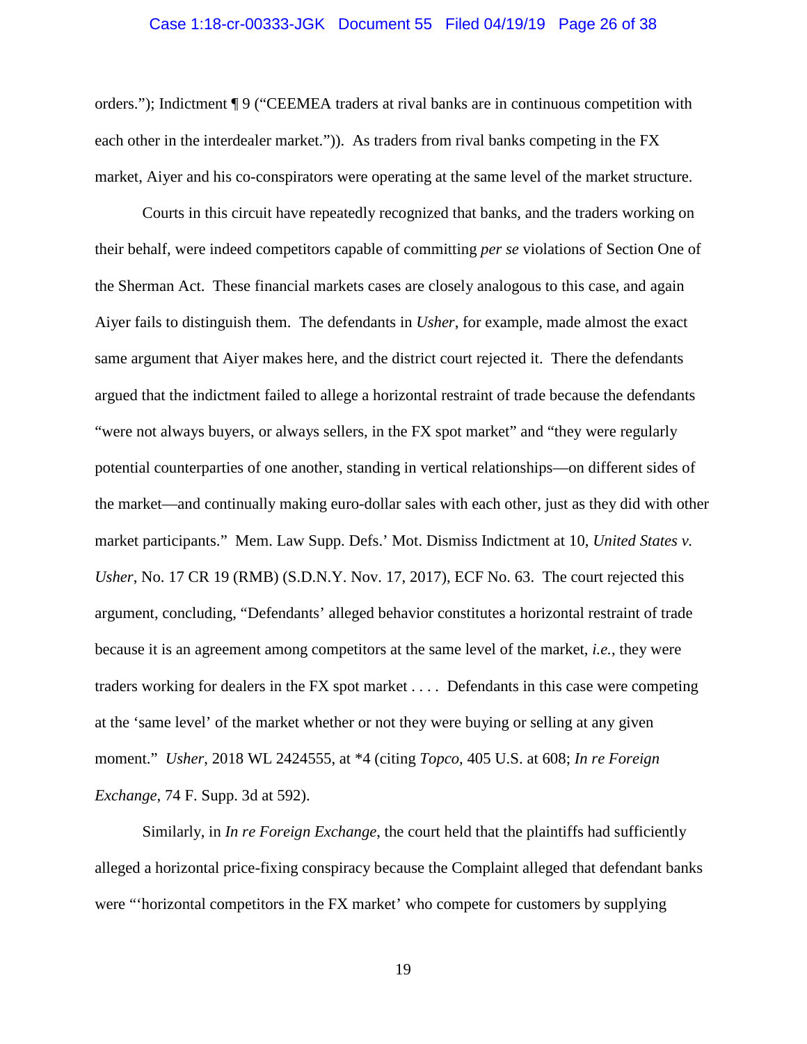orders."); Indictment ¶ 9 ("CEEMEA traders at rival banks are in continuous competition with each other in the interdealer market.")). As traders from rival banks competing in the FX market, Aiyer and his co-conspirators were operating at the same level of the market structure.

Courts in this circuit have repeatedly recognized that banks, and the traders working on their behalf, were indeed competitors capable of committing *per se* violations of Section One of the Sherman Act. These financial markets cases are closely analogous to this case, and again Aiyer fails to distinguish them. The defendants in *Usher*, for example, made almost the exact same argument that Aiyer makes here, and the district court rejected it. There the defendants argued that the indictment failed to allege a horizontal restraint of trade because the defendants "were not always buyers, or always sellers, in the FX spot market" and "they were regularly potential counterparties of one another, standing in vertical relationships—on different sides of the market—and continually making euro-dollar sales with each other, just as they did with other market participants." Mem. Law Supp. Defs.' Mot. Dismiss Indictment at 10, *United States v. Usher*, No. 17 CR 19 (RMB) (S.D.N.Y. Nov. 17, 2017), ECF No. 63. The court rejected this argument, concluding, "Defendants' alleged behavior constitutes a horizontal restraint of trade because it is an agreement among competitors at the same level of the market, *i.e.*, they were traders working for dealers in the FX spot market . . . . Defendants in this case were competing at the 'same level' of the market whether or not they were buying or selling at any given moment." *Usher*, 2018 WL 2424555, at *4 (citing *Topco*, 405 U.S. at 608; *In re Foreign Exchange*, 74 F. Supp. 3d at 592).

Similarly, in *In re Foreign Exchange*, the court held that the plaintiffs had sufficiently alleged a horizontal price-fixing conspiracy because the Complaint alleged that defendant banks were "'horizontal competitors in the FX market' who compete for customers by supplying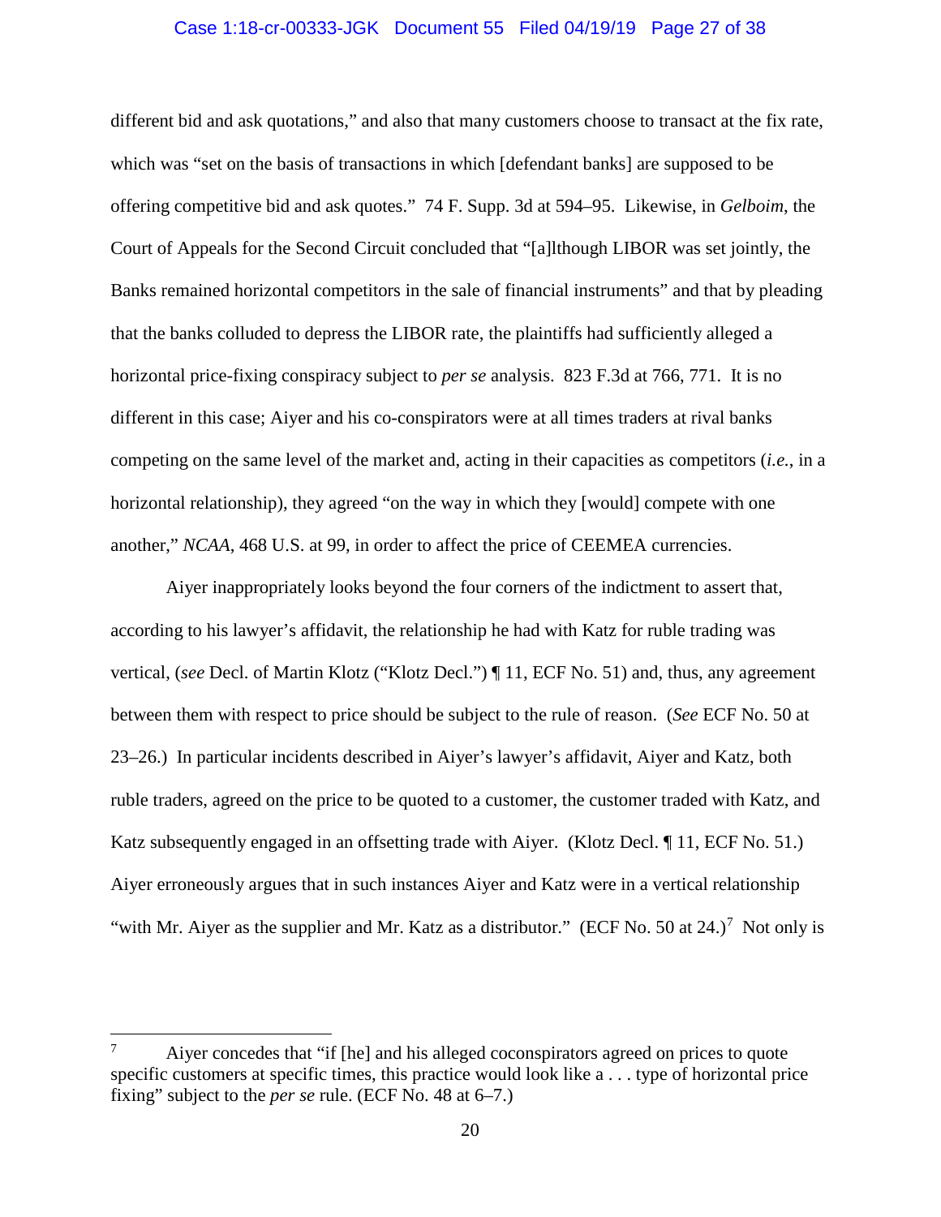different bid and ask quotations," and also that many customers choose to transact at the fix rate, which was "set on the basis of transactions in which [defendant banks] are supposed to be offering competitive bid and ask quotes." 74 F. Supp. 3d at 594–95. Likewise, in *Gelboim*, the Court of Appeals for the Second Circuit concluded that "[a]lthough LIBOR was set jointly, the Banks remained horizontal competitors in the sale of financial instruments" and that by pleading that the banks colluded to depress the LIBOR rate, the plaintiffs had sufficiently alleged a horizontal price-fixing conspiracy subject to *per se* analysis. 823 F.3d at 766, 771. It is no different in this case; Aiyer and his co-conspirators were at all times traders at rival banks competing on the same level of the market and, acting in their capacities as competitors (*i.e.*, in a horizontal relationship), they agreed "on the way in which they [would] compete with one another," *NCAA*, 468 U.S. at 99, in order to affect the price of CEEMEA currencies.

Aiyer inappropriately looks beyond the four corners of the indictment to assert that, according to his lawyer's affidavit, the relationship he had with Katz for ruble trading was vertical, (*see* Decl. of Martin Klotz ("Klotz Decl.") ¶ 11, ECF No. 51) and, thus, any agreement between them with respect to price should be subject to the rule of reason. (*See* ECF No. 50 at 23–26.) In particular incidents described in Aiyer's lawyer's affidavit, Aiyer and Katz, both ruble traders, agreed on the price to be quoted to a customer, the customer traded with Katz, and Katz subsequently engaged in an offsetting trade with Aiyer. (Klotz Decl. ¶ 11, ECF No. 51.) Aiyer erroneously argues that in such instances Aiyer and Katz were in a vertical relationship "with Mr. Aiyer as the supplier and Mr. Katz as a distributor." (ECF No. 50 at 24.)[7] Not only is

---

[7] Aiyer concedes that "if [he] and his alleged coconspirators agreed on prices to quote specific customers at specific times, this practice would look like a . . . type of horizontal price fixing" subject to the *per se* rule. (ECF No. 48 at 6–7.)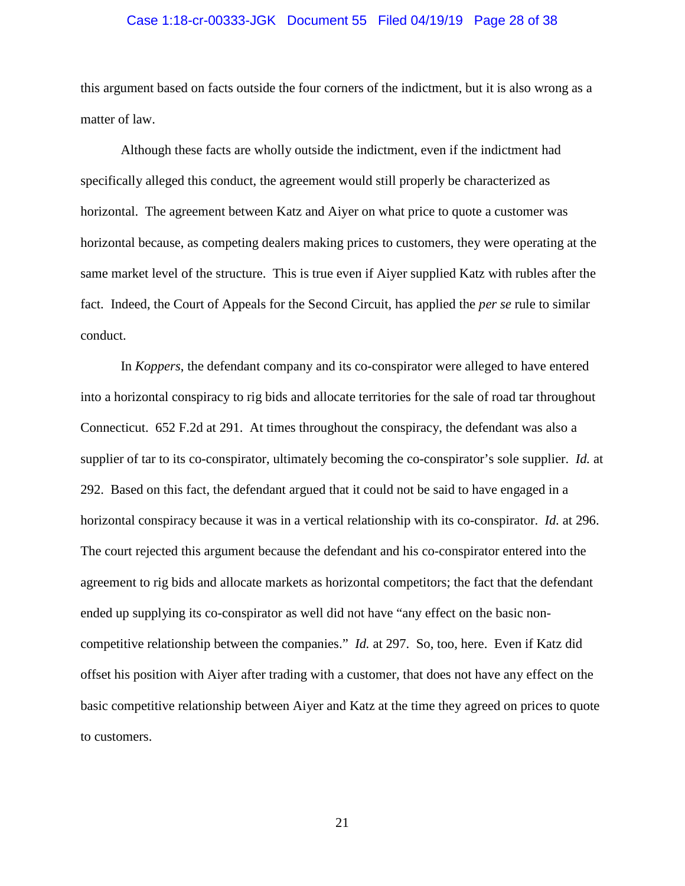this argument based on facts outside the four corners of the indictment, but it is also wrong as a matter of law.

Although these facts are wholly outside the indictment, even if the indictment had specifically alleged this conduct, the agreement would still properly be characterized as horizontal. The agreement between Katz and Aiyer on what price to quote a customer was horizontal because, as competing dealers making prices to customers, they were operating at the same market level of the structure. This is true even if Aiyer supplied Katz with rubles after the fact. Indeed, the Court of Appeals for the Second Circuit, has applied the *per se* rule to similar conduct.

In *Koppers*, the defendant company and its co-conspirator were alleged to have entered into a horizontal conspiracy to rig bids and allocate territories for the sale of road tar throughout Connecticut. 652 F.2d at 291. At times throughout the conspiracy, the defendant was also a supplier of tar to its co-conspirator, ultimately becoming the co-conspirator's sole supplier. *Id.* at 292. Based on this fact, the defendant argued that it could not be said to have engaged in a horizontal conspiracy because it was in a vertical relationship with its co-conspirator. *Id.* at 296. The court rejected this argument because the defendant and his co-conspirator entered into the agreement to rig bids and allocate markets as horizontal competitors; the fact that the defendant ended up supplying its co-conspirator as well did not have "any effect on the basic non-competitive relationship between the companies." *Id.* at 297. So, too, here. Even if Katz did offset his position with Aiyer after trading with a customer, that does not have any effect on the basic competitive relationship between Aiyer and Katz at the time they agreed on prices to quote to customers.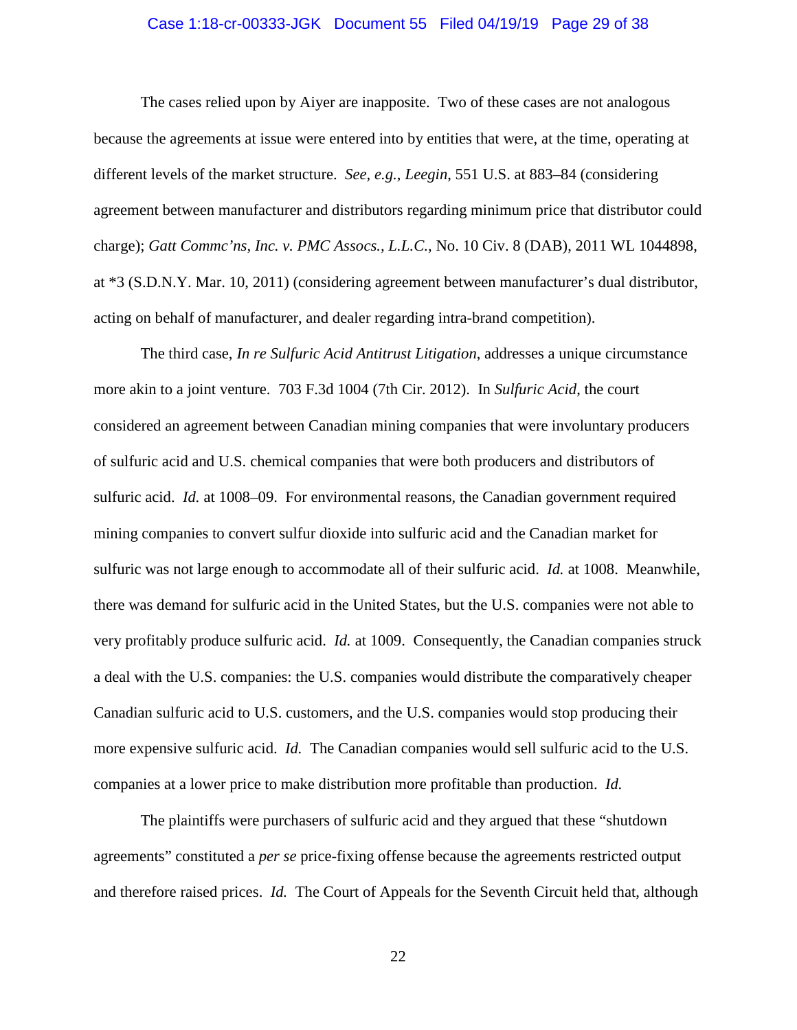The cases relied upon by Aiyer are inapposite. Two of these cases are not analogous because the agreements at issue were entered into by entities that were, at the time, operating at different levels of the market structure. *See, e.g.*, *Leegin*, 551 U.S. at 883–84 (considering agreement between manufacturer and distributors regarding minimum price that distributor could charge); *Gatt Commc'ns, Inc. v. PMC Assocs., L.L.C.*, No. 10 Civ. 8 (DAB), 2011 WL 1044898, at *3 (S.D.N.Y. Mar. 10, 2011) (considering agreement between manufacturer's dual distributor, acting on behalf of manufacturer, and dealer regarding intra-brand competition).

The third case, *In re Sulfuric Acid Antitrust Litigation*, addresses a unique circumstance more akin to a joint venture. 703 F.3d 1004 (7th Cir. 2012). In *Sulfuric Acid*, the court considered an agreement between Canadian mining companies that were involuntary producers of sulfuric acid and U.S. chemical companies that were both producers and distributors of sulfuric acid. *Id.* at 1008–09. For environmental reasons, the Canadian government required mining companies to convert sulfur dioxide into sulfuric acid and the Canadian market for sulfuric was not large enough to accommodate all of their sulfuric acid. *Id.* at 1008. Meanwhile, there was demand for sulfuric acid in the United States, but the U.S. companies were not able to very profitably produce sulfuric acid. *Id.* at 1009. Consequently, the Canadian companies struck a deal with the U.S. companies: the U.S. companies would distribute the comparatively cheaper Canadian sulfuric acid to U.S. customers, and the U.S. companies would stop producing their more expensive sulfuric acid. *Id.* The Canadian companies would sell sulfuric acid to the U.S. companies at a lower price to make distribution more profitable than production. *Id.*

The plaintiffs were purchasers of sulfuric acid and they argued that these "shutdown agreements" constituted a *per se* price-fixing offense because the agreements restricted output and therefore raised prices. *Id.* The Court of Appeals for the Seventh Circuit held that, although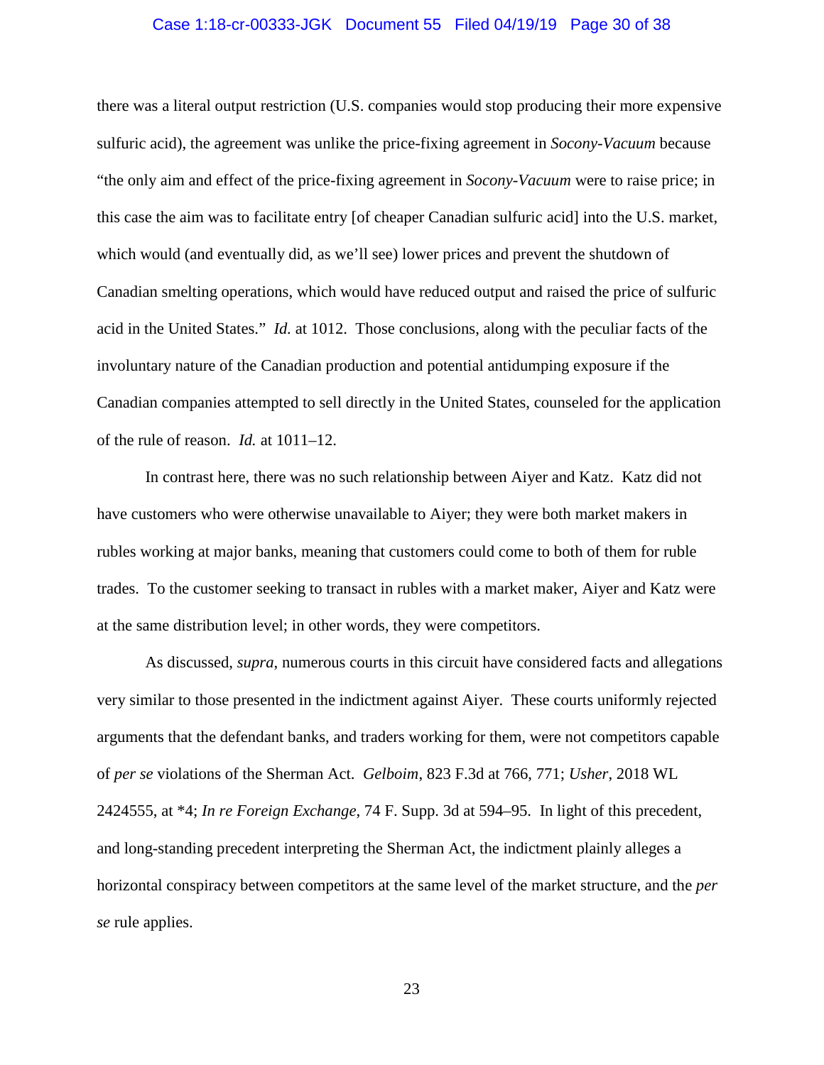there was a literal output restriction (U.S. companies would stop producing their more expensive sulfuric acid), the agreement was unlike the price-fixing agreement in *Socony-Vacuum* because "the only aim and effect of the price-fixing agreement in *Socony-Vacuum* were to raise price; in this case the aim was to facilitate entry [of cheaper Canadian sulfuric acid] into the U.S. market, which would (and eventually did, as we'll see) lower prices and prevent the shutdown of Canadian smelting operations, which would have reduced output and raised the price of sulfuric acid in the United States." *Id.* at 1012. Those conclusions, along with the peculiar facts of the involuntary nature of the Canadian production and potential antidumping exposure if the Canadian companies attempted to sell directly in the United States, counseled for the application of the rule of reason. *Id.* at 1011–12.

In contrast here, there was no such relationship between Aiyer and Katz. Katz did not have customers who were otherwise unavailable to Aiyer; they were both market makers in rubles working at major banks, meaning that customers could come to both of them for ruble trades. To the customer seeking to transact in rubles with a market maker, Aiyer and Katz were at the same distribution level; in other words, they were competitors.

As discussed, *supra*, numerous courts in this circuit have considered facts and allegations very similar to those presented in the indictment against Aiyer. These courts uniformly rejected arguments that the defendant banks, and traders working for them, were not competitors capable of *per se* violations of the Sherman Act. *Gelboim*, 823 F.3d at 766, 771; *Usher*, 2018 WL 2424555, at *4; *In re Foreign Exchange*, 74 F. Supp. 3d at 594–95. In light of this precedent, and long-standing precedent interpreting the Sherman Act, the indictment plainly alleges a horizontal conspiracy between competitors at the same level of the market structure, and the *per se* rule applies.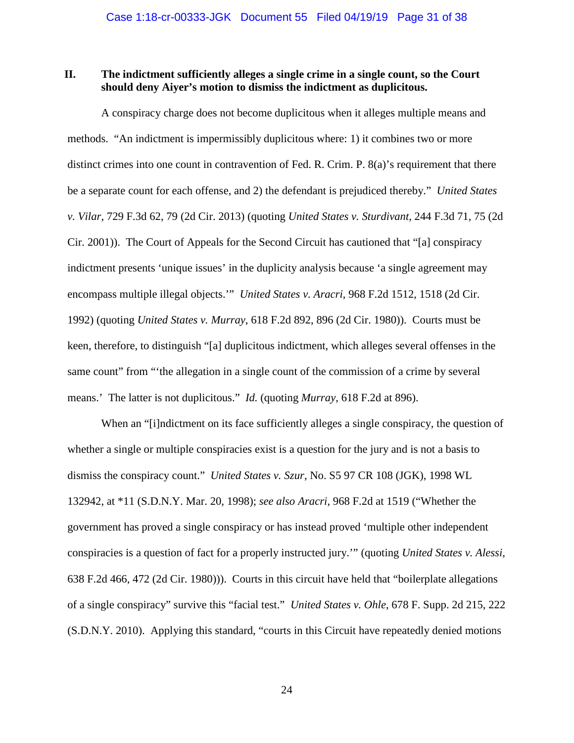## II. The indictment sufficiently alleges a single crime in a single count, so the Court should deny Aiyer's motion to dismiss the indictment as duplicitous.

A conspiracy charge does not become duplicitous when it alleges multiple means and methods. "An indictment is impermissibly duplicitous where: 1) it combines two or more distinct crimes into one count in contravention of Fed. R. Crim. P. 8(a)'s requirement that there be a separate count for each offense, and 2) the defendant is prejudiced thereby." *United States v. Vilar*, 729 F.3d 62, 79 (2d Cir. 2013) (quoting *United States v. Sturdivant*, 244 F.3d 71, 75 (2d Cir. 2001)). The Court of Appeals for the Second Circuit has cautioned that "[a] conspiracy indictment presents 'unique issues' in the duplicity analysis because 'a single agreement may encompass multiple illegal objects.'" *United States v. Aracri*, 968 F.2d 1512, 1518 (2d Cir. 1992) (quoting *United States v. Murray*, 618 F.2d 892, 896 (2d Cir. 1980)). Courts must be keen, therefore, to distinguish "[a] duplicitous indictment, which alleges several offenses in the same count" from "'the allegation in a single count of the commission of a crime by several means.' The latter is not duplicitous." *Id.* (quoting *Murray*, 618 F.2d at 896).

When an "[i]ndictment on its face sufficiently alleges a single conspiracy, the question of whether a single or multiple conspiracies exist is a question for the jury and is not a basis to dismiss the conspiracy count." *United States v. Szur*, No. S5 97 CR 108 (JGK), 1998 WL 132942, at *11 (S.D.N.Y. Mar. 20, 1998); *see also Aracri*, 968 F.2d at 1519 ("Whether the government has proved a single conspiracy or has instead proved 'multiple other independent conspiracies is a question of fact for a properly instructed jury.'" (quoting *United States v. Alessi*, 638 F.2d 466, 472 (2d Cir. 1980))). Courts in this circuit have held that "boilerplate allegations of a single conspiracy" survive this "facial test." *United States v. Ohle*, 678 F. Supp. 2d 215, 222 (S.D.N.Y. 2010). Applying this standard, "courts in this Circuit have repeatedly denied motions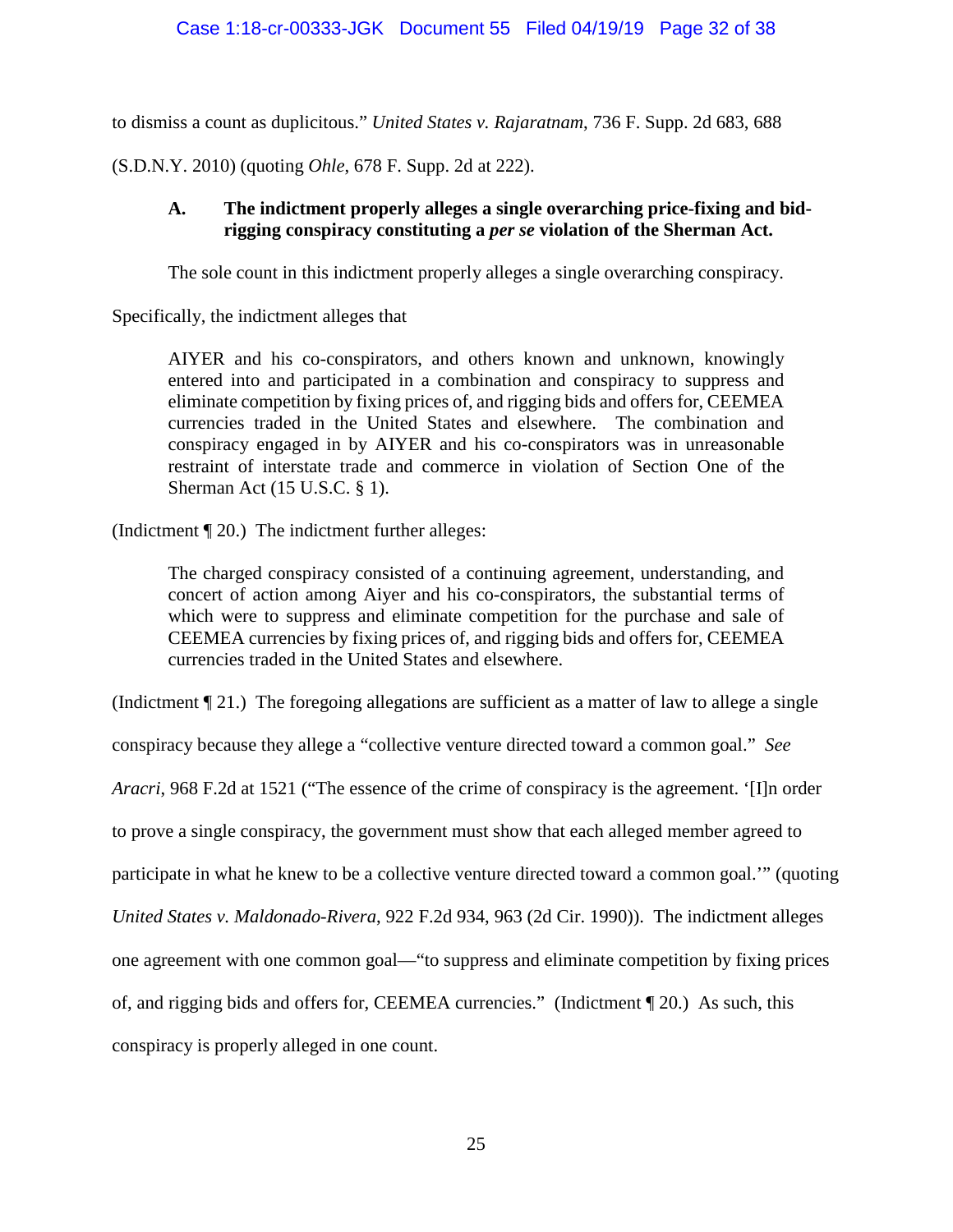to dismiss a count as duplicitous." *United States v. Rajaratnam*, 736 F. Supp. 2d 683, 688 (S.D.N.Y. 2010) (quoting *Ohle*, 678 F. Supp. 2d at 222).

### A. The indictment properly alleges a single overarching price-fixing and bid-rigging conspiracy constituting a *per se* violation of the Sherman Act.

The sole count in this indictment properly alleges a single overarching conspiracy. Specifically, the indictment alleges that

> AIYER and his co-conspirators, and others known and unknown, knowingly entered into and participated in a combination and conspiracy to suppress and eliminate competition by fixing prices of, and rigging bids and offers for, CEEMEA currencies traded in the United States and elsewhere. The combination and conspiracy engaged in by AIYER and his co-conspirators was in unreasonable restraint of interstate trade and commerce in violation of Section One of the Sherman Act (15 U.S.C. § 1).

(Indictment ¶ 20.) The indictment further alleges:

> The charged conspiracy consisted of a continuing agreement, understanding, and concert of action among Aiyer and his co-conspirators, the substantial terms of which were to suppress and eliminate competition for the purchase and sale of CEEMEA currencies by fixing prices of, and rigging bids and offers for, CEEMEA currencies traded in the United States and elsewhere.

(Indictment ¶ 21.) The foregoing allegations are sufficient as a matter of law to allege a single conspiracy because they allege a "collective venture directed toward a common goal." *See Aracri*, 968 F.2d at 1521 ("The essence of the crime of conspiracy is the agreement. '[I]n order to prove a single conspiracy, the government must show that each alleged member agreed to participate in what he knew to be a collective venture directed toward a common goal.'" (quoting *United States v. Maldonado-Rivera*, 922 F.2d 934, 963 (2d Cir. 1990)). The indictment alleges one agreement with one common goal—"to suppress and eliminate competition by fixing prices of, and rigging bids and offers for, CEEMEA currencies." (Indictment ¶ 20.) As such, this conspiracy is properly alleged in one count.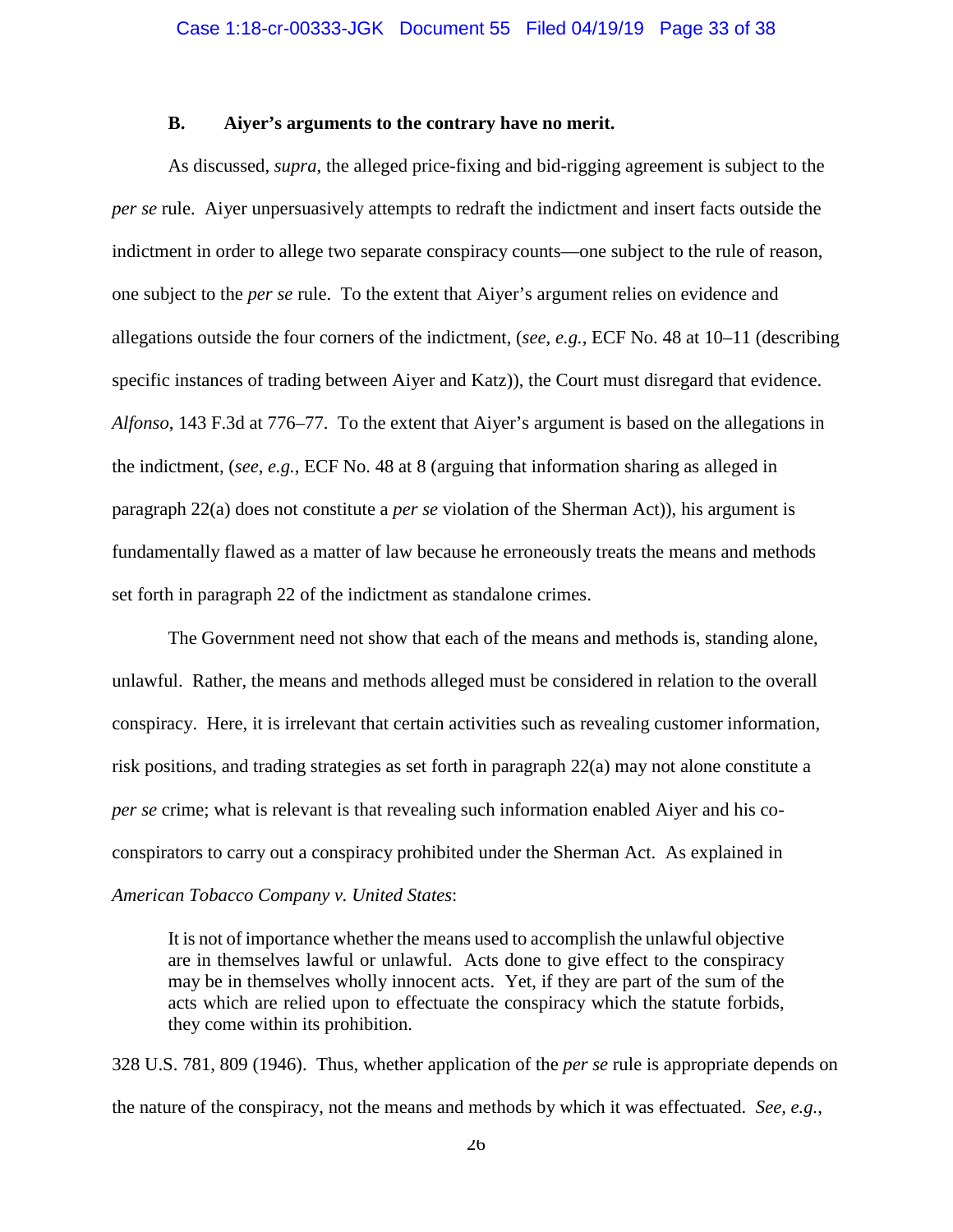### B. Aiyer's arguments to the contrary have no merit.

As discussed, *supra*, the alleged price-fixing and bid-rigging agreement is subject to the *per se* rule. Aiyer unpersuasively attempts to redraft the indictment and insert facts outside the indictment in order to allege two separate conspiracy counts—one subject to the rule of reason, one subject to the *per se* rule. To the extent that Aiyer's argument relies on evidence and allegations outside the four corners of the indictment, (*see, e.g.*, ECF No. 48 at 10–11 (describing specific instances of trading between Aiyer and Katz)), the Court must disregard that evidence. *Alfonso*, 143 F.3d at 776–77. To the extent that Aiyer's argument is based on the allegations in the indictment, (*see, e.g.*, ECF No. 48 at 8 (arguing that information sharing as alleged in paragraph 22(a) does not constitute a *per se* violation of the Sherman Act)), his argument is fundamentally flawed as a matter of law because he erroneously treats the means and methods set forth in paragraph 22 of the indictment as standalone crimes.

The Government need not show that each of the means and methods is, standing alone, unlawful. Rather, the means and methods alleged must be considered in relation to the overall conspiracy. Here, it is irrelevant that certain activities such as revealing customer information, risk positions, and trading strategies as set forth in paragraph 22(a) may not alone constitute a *per se* crime; what is relevant is that revealing such information enabled Aiyer and his co-conspirators to carry out a conspiracy prohibited under the Sherman Act. As explained in *American Tobacco Company v. United States*:

> It is not of importance whether the means used to accomplish the unlawful objective are in themselves lawful or unlawful. Acts done to give effect to the conspiracy may be in themselves wholly innocent acts. Yet, if they are part of the sum of the acts which are relied upon to effectuate the conspiracy which the statute forbids, they come within its prohibition.

328 U.S. 781, 809 (1946). Thus, whether application of the *per se* rule is appropriate depends on the nature of the conspiracy, not the means and methods by which it was effectuated. *See, e.g.*,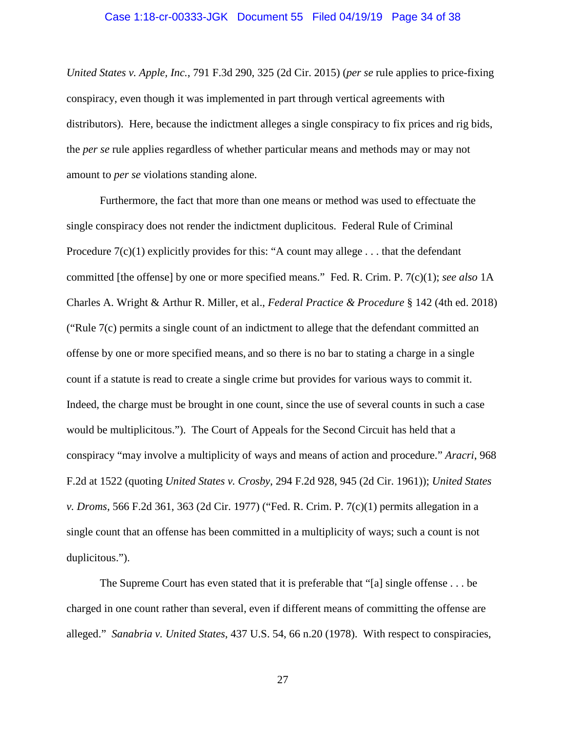*United States v. Apple, Inc.*, 791 F.3d 290, 325 (2d Cir. 2015) (*per se* rule applies to price-fixing conspiracy, even though it was implemented in part through vertical agreements with distributors). Here, because the indictment alleges a single conspiracy to fix prices and rig bids, the *per se* rule applies regardless of whether particular means and methods may or may not amount to *per se* violations standing alone.

Furthermore, the fact that more than one means or method was used to effectuate the single conspiracy does not render the indictment duplicitous. Federal Rule of Criminal Procedure 7(c)(1) explicitly provides for this: "A count may allege . . . that the defendant committed [the offense] by one or more specified means." Fed. R. Crim. P. 7(c)(1); *see also* 1A Charles A. Wright & Arthur R. Miller, et al., *Federal Practice & Procedure* § 142 (4th ed. 2018) ("Rule 7(c) permits a single count of an indictment to allege that the defendant committed an offense by one or more specified means, and so there is no bar to stating a charge in a single count if a statute is read to create a single crime but provides for various ways to commit it. Indeed, the charge must be brought in one count, since the use of several counts in such a case would be multiplicitous."). The Court of Appeals for the Second Circuit has held that a conspiracy "may involve a multiplicity of ways and means of action and procedure." *Aracri*, 968 F.2d at 1522 (quoting *United States v. Crosby*, 294 F.2d 928, 945 (2d Cir. 1961)); *United States v. Droms*, 566 F.2d 361, 363 (2d Cir. 1977) ("Fed. R. Crim. P. 7(c)(1) permits allegation in a single count that an offense has been committed in a multiplicity of ways; such a count is not duplicitous.").

The Supreme Court has even stated that it is preferable that "[a] single offense . . . be charged in one count rather than several, even if different means of committing the offense are alleged." *Sanabria v. United States*, 437 U.S. 54, 66 n.20 (1978). With respect to conspiracies,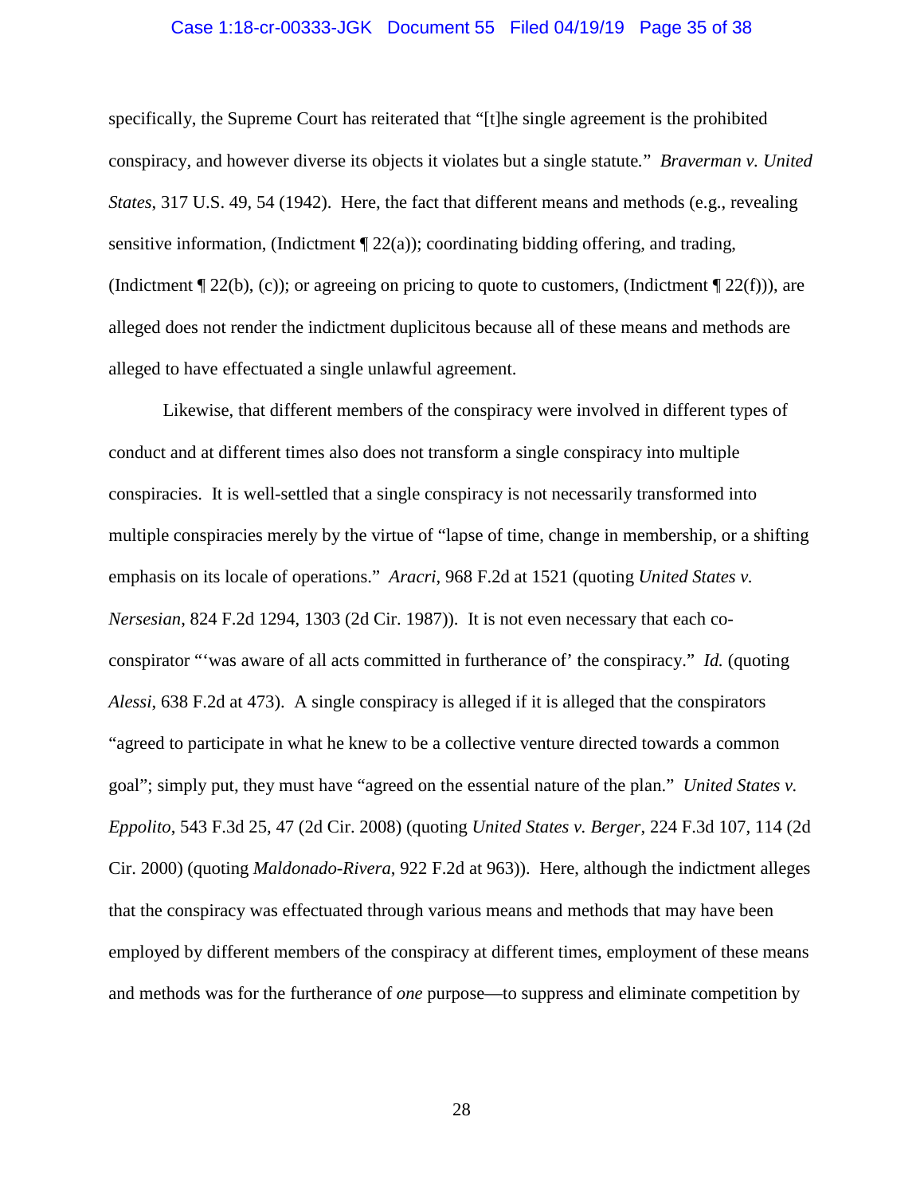specifically, the Supreme Court has reiterated that "[t]he single agreement is the prohibited conspiracy, and however diverse its objects it violates but a single statute." *Braverman v. United States*, 317 U.S. 49, 54 (1942). Here, the fact that different means and methods (e.g., revealing sensitive information, (Indictment ¶ 22(a)); coordinating bidding offering, and trading, (Indictment ¶ 22(b), (c)); or agreeing on pricing to quote to customers, (Indictment ¶ 22(f))), are alleged does not render the indictment duplicitous because all of these means and methods are alleged to have effectuated a single unlawful agreement.

Likewise, that different members of the conspiracy were involved in different types of conduct and at different times also does not transform a single conspiracy into multiple conspiracies. It is well-settled that a single conspiracy is not necessarily transformed into multiple conspiracies merely by the virtue of "lapse of time, change in membership, or a shifting emphasis on its locale of operations." *Aracri*, 968 F.2d at 1521 (quoting *United States v. Nersesian*, 824 F.2d 1294, 1303 (2d Cir. 1987)). It is not even necessary that each co-conspirator "'was aware of all acts committed in furtherance of' the conspiracy." *Id.* (quoting *Alessi*, 638 F.2d at 473). A single conspiracy is alleged if it is alleged that the conspirators "agreed to participate in what he knew to be a collective venture directed towards a common goal"; simply put, they must have "agreed on the essential nature of the plan." *United States v. Eppolito*, 543 F.3d 25, 47 (2d Cir. 2008) (quoting *United States v. Berger*, 224 F.3d 107, 114 (2d Cir. 2000) (quoting *Maldonado-Rivera*, 922 F.2d at 963)). Here, although the indictment alleges that the conspiracy was effectuated through various means and methods that may have been employed by different members of the conspiracy at different times, employment of these means and methods was for the furtherance of *one* purpose—to suppress and eliminate competition by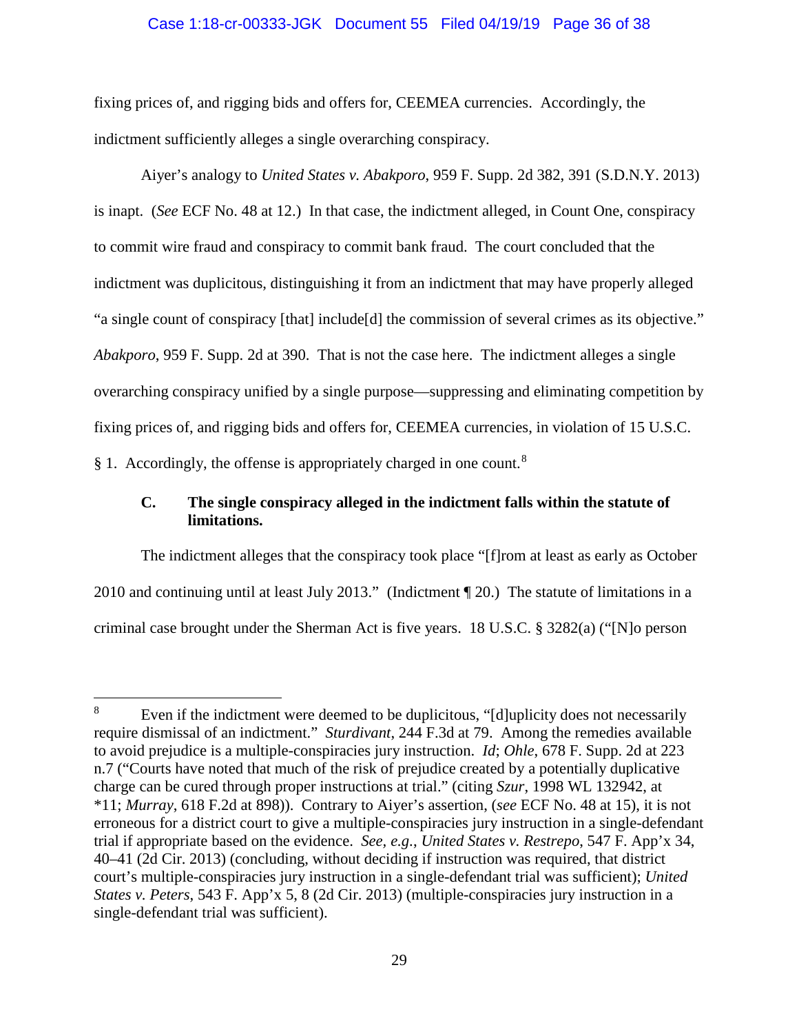fixing prices of, and rigging bids and offers for, CEEMEA currencies. Accordingly, the indictment sufficiently alleges a single overarching conspiracy.

Aiyer's analogy to *United States v. Abakporo*, 959 F. Supp. 2d 382, 391 (S.D.N.Y. 2013) is inapt. (*See* ECF No. 48 at 12.) In that case, the indictment alleged, in Count One, conspiracy to commit wire fraud and conspiracy to commit bank fraud. The court concluded that the indictment was duplicitous, distinguishing it from an indictment that may have properly alleged "a single count of conspiracy [that] include[d] the commission of several crimes as its objective." *Abakporo*, 959 F. Supp. 2d at 390. That is not the case here. The indictment alleges a single overarching conspiracy unified by a single purpose—suppressing and eliminating competition by fixing prices of, and rigging bids and offers for, CEEMEA currencies, in violation of 15 U.S.C. § 1. Accordingly, the offense is appropriately charged in one count.[8]

### C. The single conspiracy alleged in the indictment falls within the statute of limitations.

The indictment alleges that the conspiracy took place "[f]rom at least as early as October 2010 and continuing until at least July 2013." (Indictment ¶ 20.) The statute of limitations in a criminal case brought under the Sherman Act is five years. 18 U.S.C. § 3282(a) ("[N]o person

---

[8] Even if the indictment were deemed to be duplicitous, "[d]uplicity does not necessarily require dismissal of an indictment." *Sturdivant*, 244 F.3d at 79. Among the remedies available to avoid prejudice is a multiple-conspiracies jury instruction. *Id*; *Ohle*, 678 F. Supp. 2d at 223 n.7 ("Courts have noted that much of the risk of prejudice created by a potentially duplicative charge can be cured through proper instructions at trial." (citing *Szur*, 1998 WL 132942, at *11; *Murray*, 618 F.2d at 898)). Contrary to Aiyer's assertion, (*see* ECF No. 48 at 15), it is not erroneous for a district court to give a multiple-conspiracies jury instruction in a single-defendant trial if appropriate based on the evidence. *See, e.g.*, *United States v. Restrepo*, 547 F. App'x 34, 40–41 (2d Cir. 2013) (concluding, without deciding if instruction was required, that district court's multiple-conspiracies jury instruction in a single-defendant trial was sufficient); *United States v. Peters*, 543 F. App'x 5, 8 (2d Cir. 2013) (multiple-conspiracies jury instruction in a single-defendant trial was sufficient).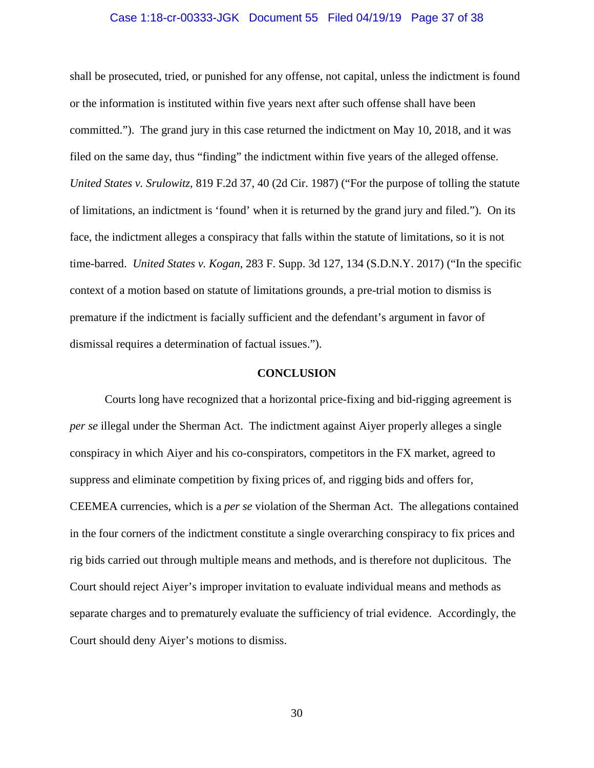shall be prosecuted, tried, or punished for any offense, not capital, unless the indictment is found or the information is instituted within five years next after such offense shall have been committed."). The grand jury in this case returned the indictment on May 10, 2018, and it was filed on the same day, thus "finding" the indictment within five years of the alleged offense. *United States v. Srulowitz*, 819 F.2d 37, 40 (2d Cir. 1987) ("For the purpose of tolling the statute of limitations, an indictment is 'found' when it is returned by the grand jury and filed."). On its face, the indictment alleges a conspiracy that falls within the statute of limitations, so it is not time-barred. *United States v. Kogan*, 283 F. Supp. 3d 127, 134 (S.D.N.Y. 2017) ("In the specific context of a motion based on statute of limitations grounds, a pre-trial motion to dismiss is premature if the indictment is facially sufficient and the defendant's argument in favor of dismissal requires a determination of factual issues.").

## CONCLUSION

Courts long have recognized that a horizontal price-fixing and bid-rigging agreement is *per se* illegal under the Sherman Act. The indictment against Aiyer properly alleges a single conspiracy in which Aiyer and his co-conspirators, competitors in the FX market, agreed to suppress and eliminate competition by fixing prices of, and rigging bids and offers for, CEEMEA currencies, which is a *per se* violation of the Sherman Act. The allegations contained in the four corners of the indictment constitute a single overarching conspiracy to fix prices and rig bids carried out through multiple means and methods, and is therefore not duplicitous. The Court should reject Aiyer's improper invitation to evaluate individual means and methods as separate charges and to prematurely evaluate the sufficiency of trial evidence. Accordingly, the Court should deny Aiyer's motions to dismiss.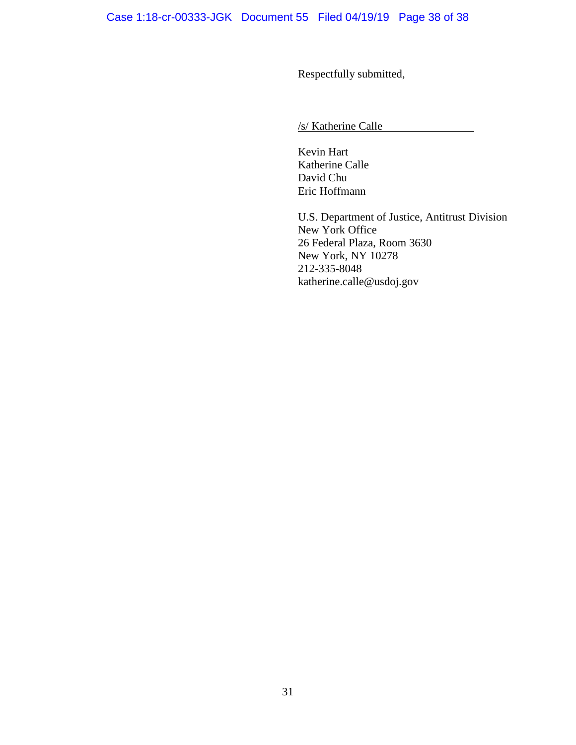Respectfully submitted,

/s/ Katherine Calle

Kevin Hart
Katherine Calle
David Chu
Eric Hoffmann

U.S. Department of Justice, Antitrust Division
New York Office
26 Federal Plaza, Room 3630
New York, NY 10278
212-335-8048
katherine.calle@usdoj.gov